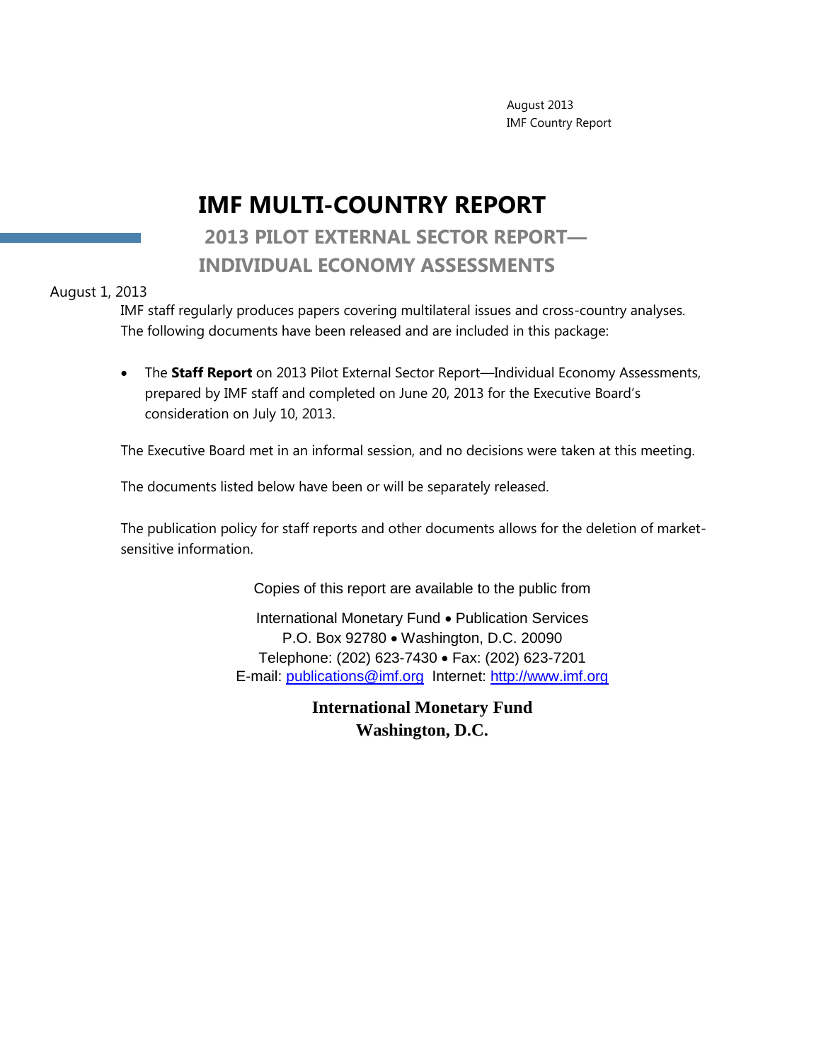August 2013
IMF Country Report

# IMF MULTI-COUNTRY REPORT

## 2013 PILOT EXTERNAL SECTOR REPORT—INDIVIDUAL ECONOMY ASSESSMENTS

August 1, 2013

IMF staff regularly produces papers covering multilateral issues and cross-country analyses. The following documents have been released and are included in this package:

- The **Staff Report** on 2013 Pilot External Sector Report—Individual Economy Assessments, prepared by IMF staff and completed on June 20, 2013 for the Executive Board's consideration on July 10, 2013.

The Executive Board met in an informal session, and no decisions were taken at this meeting.

The documents listed below have been or will be separately released.

The publication policy for staff reports and other documents allows for the deletion of market-sensitive information.

Copies of this report are available to the public from

International Monetary Fund • Publication Services
P.O. Box 92780 • Washington, D.C. 20090
Telephone: (202) 623-7430 • Fax: (202) 623-7201
E-mail: publications@imf.org Internet: http://www.imf.org

**International Monetary Fund**
**Washington, D.C.**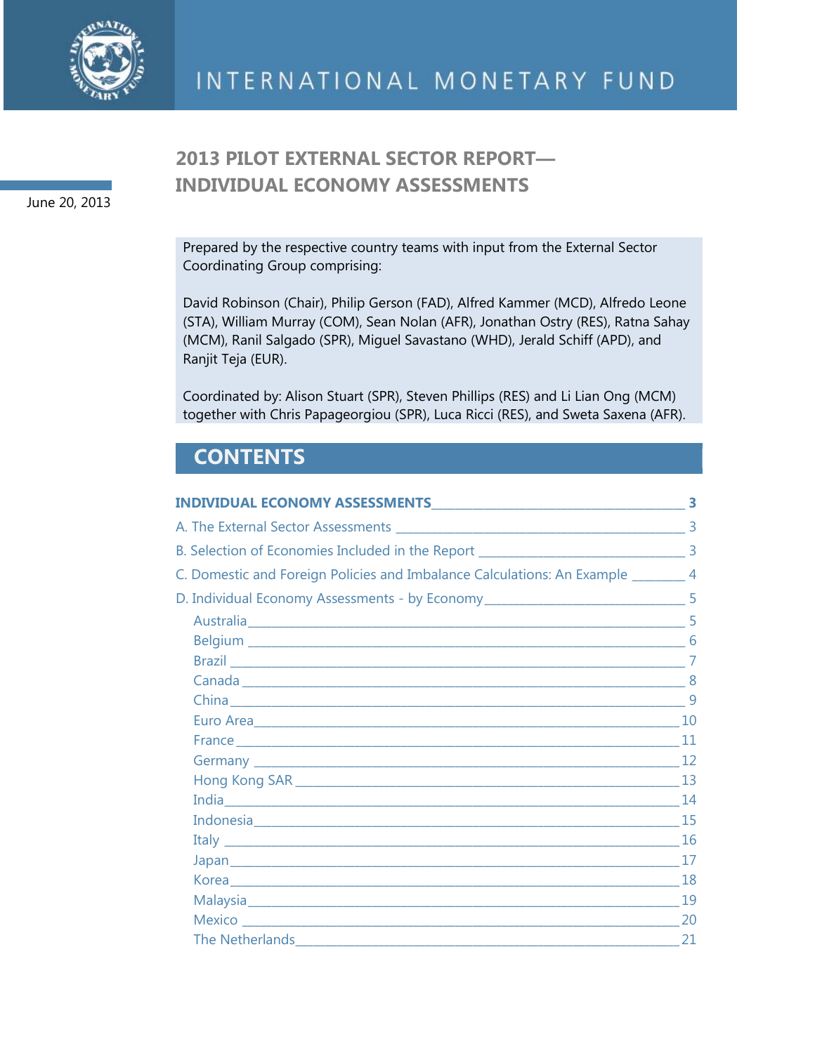INTERNATIONAL MONETARY FUND

# 2013 PILOT EXTERNAL SECTOR REPORT—INDIVIDUAL ECONOMY ASSESSMENTS

June 20, 2013

Prepared by the respective country teams with input from the External Sector Coordinating Group comprising:

David Robinson (Chair), Philip Gerson (FAD), Alfred Kammer (MCD), Alfredo Leone (STA), William Murray (COM), Sean Nolan (AFR), Jonathan Ostry (RES), Ratna Sahay (MCM), Ranil Salgado (SPR), Miguel Savastano (WHD), Jerald Schiff (APD), and Ranjit Teja (EUR).

Coordinated by: Alison Stuart (SPR), Steven Phillips (RES) and Li Lian Ong (MCM) together with Chris Papageorgiou (SPR), Luca Ricci (RES), and Sweta Saxena (AFR).

## CONTENTS

**INDIVIDUAL ECONOMY ASSESSMENTS** ______ **3**

A. The External Sector Assessments ______ 3

B. Selection of Economies Included in the Report ______ 3

C. Domestic and Foreign Policies and Imbalance Calculations: An Example ______ 4

D. Individual Economy Assessments - by Economy ______ 5

- Australia ______ 5
- Belgium ______ 6
- Brazil ______ 7
- Canada ______ 8
- China ______ 9
- Euro Area ______ 10
- France ______ 11
- Germany ______ 12
- Hong Kong SAR ______ 13
- India ______ 14
- Indonesia ______ 15
- Italy ______ 16
- Japan ______ 17
- Korea ______ 18
- Malaysia ______ 19
- Mexico ______ 20
- The Netherlands ______ 21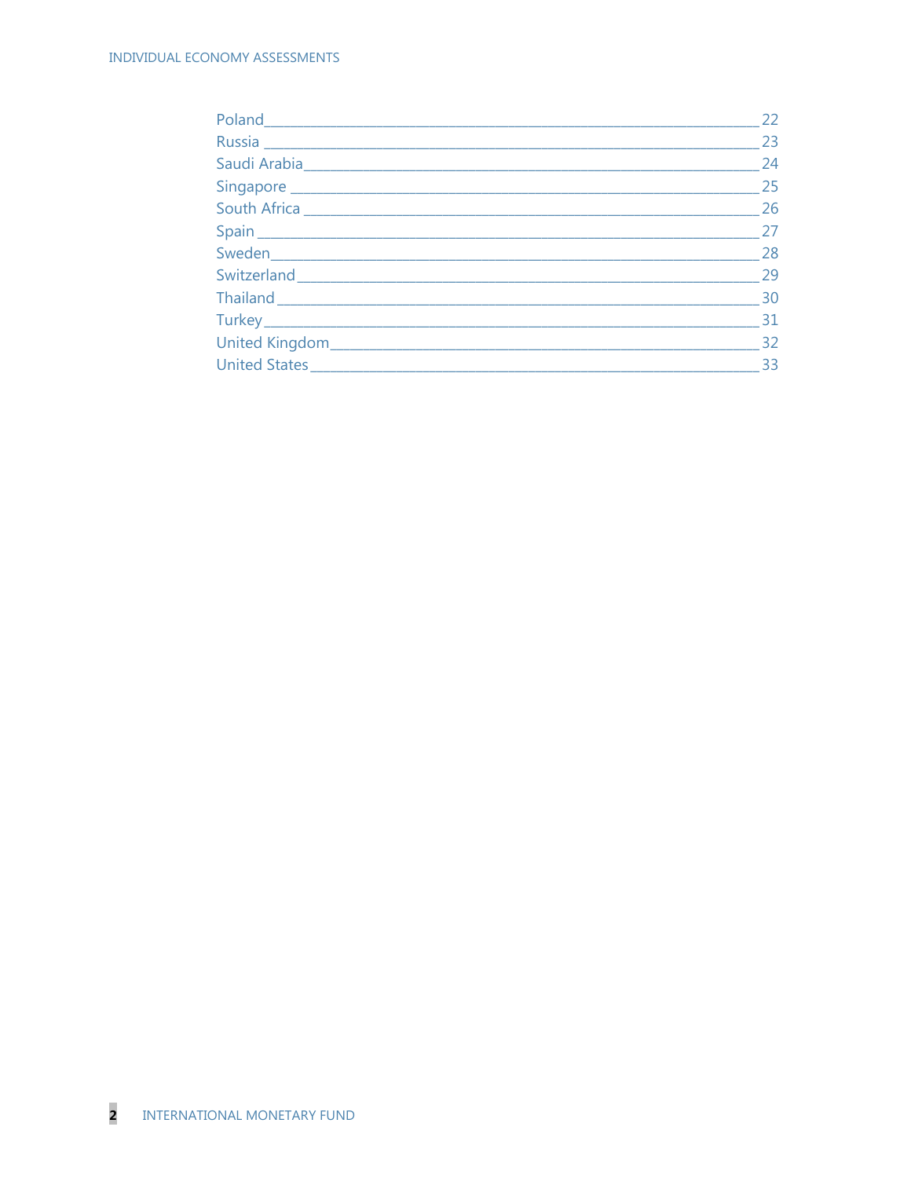Poland _____ 22
Russia _____ 23
Saudi Arabia _____ 24
Singapore _____ 25
South Africa _____ 26
Spain _____ 27
Sweden _____ 28
Switzerland _____ 29
Thailand _____ 30
Turkey _____ 31
United Kingdom _____ 32
United States _____ 33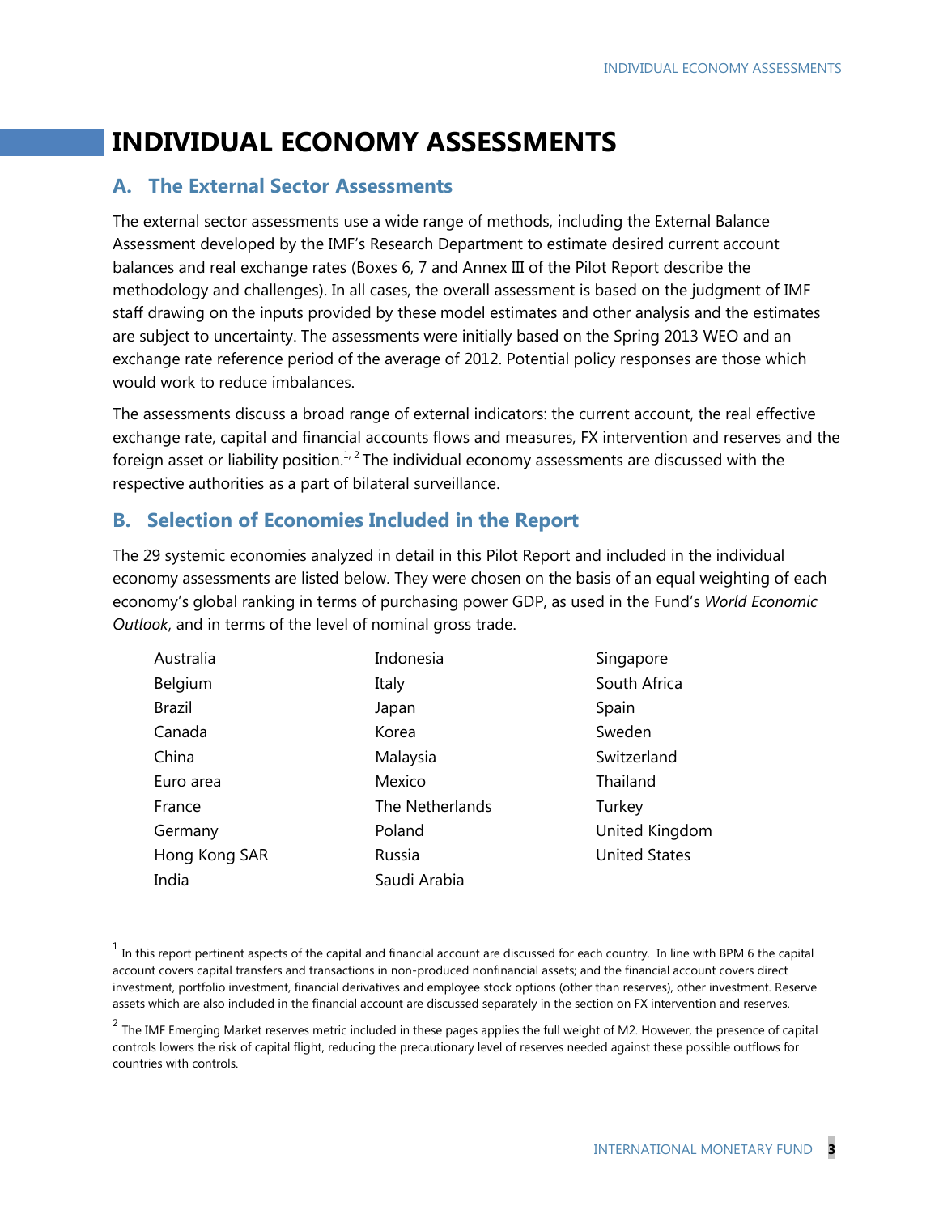# INDIVIDUAL ECONOMY ASSESSMENTS

## A. The External Sector Assessments

The external sector assessments use a wide range of methods, including the External Balance Assessment developed by the IMF's Research Department to estimate desired current account balances and real exchange rates (Boxes 6, 7 and Annex III of the Pilot Report describe the methodology and challenges). In all cases, the overall assessment is based on the judgment of IMF staff drawing on the inputs provided by these model estimates and other analysis and the estimates are subject to uncertainty. The assessments were initially based on the Spring 2013 WEO and an exchange rate reference period of the average of 2012. Potential policy responses are those which would work to reduce imbalances.

The assessments discuss a broad range of external indicators: the current account, the real effective exchange rate, capital and financial accounts flows and measures, FX intervention and reserves and the foreign asset or liability position.[1, 2] The individual economy assessments are discussed with the respective authorities as a part of bilateral surveillance.

## B. Selection of Economies Included in the Report

The 29 systemic economies analyzed in detail in this Pilot Report and included in the individual economy assessments are listed below. They were chosen on the basis of an equal weighting of each economy's global ranking in terms of purchasing power GDP, as used in the Fund's *World Economic Outlook*, and in terms of the level of nominal gross trade.

- Australia
- Belgium
- Brazil
- Canada
- China
- Euro area
- France
- Germany
- Hong Kong SAR
- India
- Indonesia
- Italy
- Japan
- Korea
- Malaysia
- Mexico
- The Netherlands
- Poland
- Russia
- Saudi Arabia
- Singapore
- South Africa
- Spain
- Sweden
- Switzerland
- Thailand
- Turkey
- United Kingdom
- United States

---

[1] In this report pertinent aspects of the capital and financial account are discussed for each country. In line with BPM 6 the capital account covers capital transfers and transactions in non-produced nonfinancial assets; and the financial account covers direct investment, portfolio investment, financial derivatives and employee stock options (other than reserves), other investment. Reserve assets which are also included in the financial account are discussed separately in the section on FX intervention and reserves.

[2] The IMF Emerging Market reserves metric included in these pages applies the full weight of M2. However, the presence of capital controls lowers the risk of capital flight, reducing the precautionary level of reserves needed against these possible outflows for countries with controls.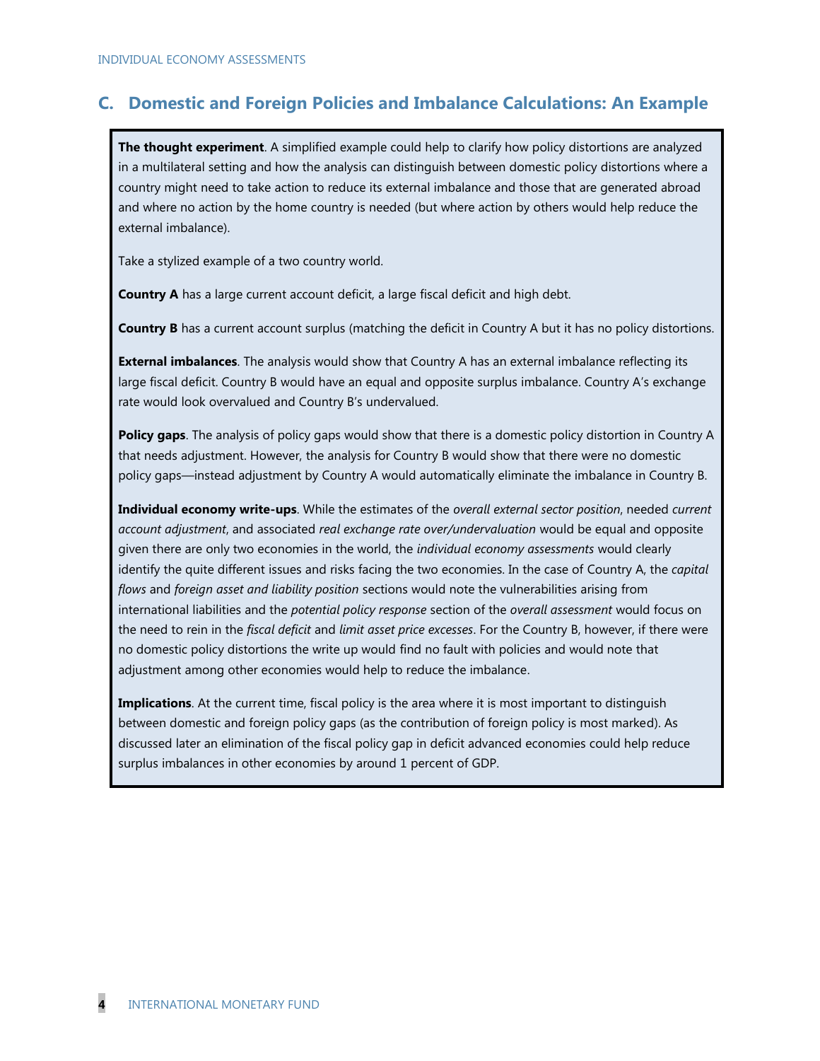## C. Domestic and Foreign Policies and Imbalance Calculations: An Example

**The thought experiment**. A simplified example could help to clarify how policy distortions are analyzed in a multilateral setting and how the analysis can distinguish between domestic policy distortions where a country might need to take action to reduce its external imbalance and those that are generated abroad and where no action by the home country is needed (but where action by others would help reduce the external imbalance).

Take a stylized example of a two country world.

**Country A** has a large current account deficit, a large fiscal deficit and high debt.

**Country B** has a current account surplus (matching the deficit in Country A but it has no policy distortions.

**External imbalances**. The analysis would show that Country A has an external imbalance reflecting its large fiscal deficit. Country B would have an equal and opposite surplus imbalance. Country A's exchange rate would look overvalued and Country B's undervalued.

**Policy gaps**. The analysis of policy gaps would show that there is a domestic policy distortion in Country A that needs adjustment. However, the analysis for Country B would show that there were no domestic policy gaps—instead adjustment by Country A would automatically eliminate the imbalance in Country B.

**Individual economy write-ups**. While the estimates of the *overall external sector position*, needed *current account adjustment*, and associated *real exchange rate over/undervaluation* would be equal and opposite given there are only two economies in the world, the *individual economy assessments* would clearly identify the quite different issues and risks facing the two economies. In the case of Country A, the *capital flows* and *foreign asset and liability position* sections would note the vulnerabilities arising from international liabilities and the *potential policy response* section of the *overall assessment* would focus on the need to rein in the *fiscal deficit* and *limit asset price excesses*. For the Country B, however, if there were no domestic policy distortions the write up would find no fault with policies and would note that adjustment among other economies would help to reduce the imbalance.

**Implications**. At the current time, fiscal policy is the area where it is most important to distinguish between domestic and foreign policy gaps (as the contribution of foreign policy is most marked). As discussed later an elimination of the fiscal policy gap in deficit advanced economies could help reduce surplus imbalances in other economies by around 1 percent of GDP.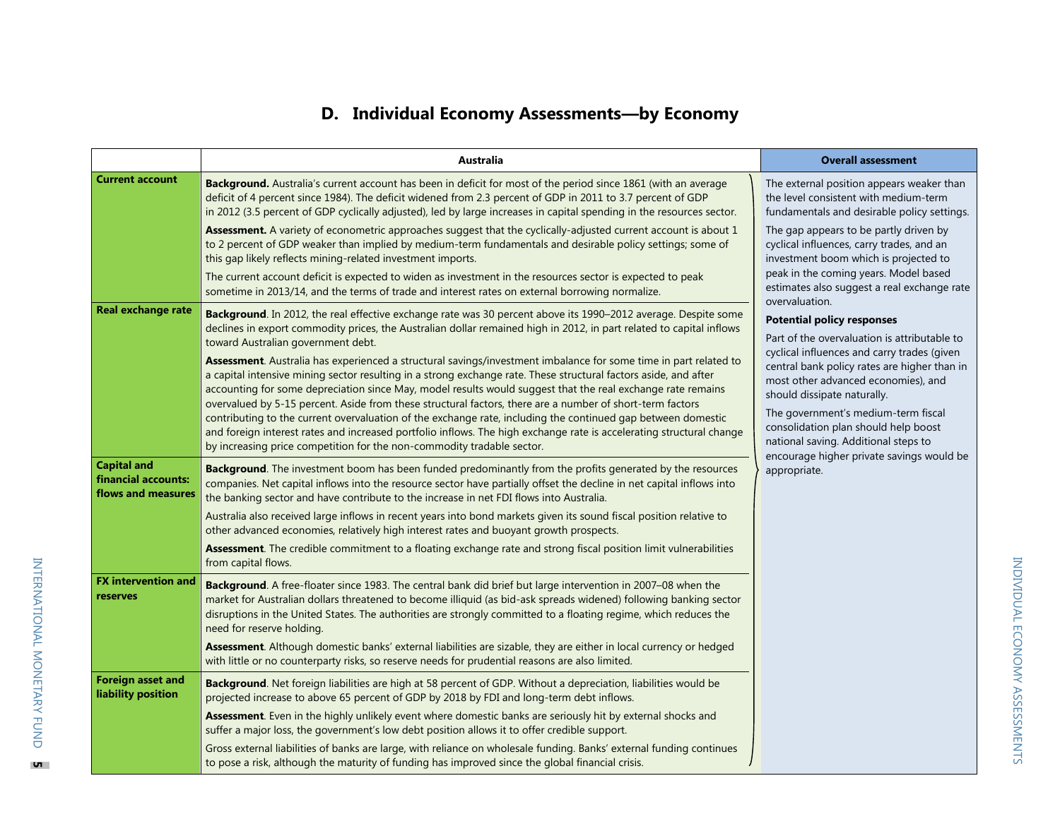## D. Individual Economy Assessments—by Economy

| | Australia | Overall assessment |
|---|---|---|
| **Current account** | **Background.** Australia's current account has been in deficit for most of the period since 1861 (with an average deficit of 4 percent since 1984). The deficit widened from 2.3 percent of GDP in 2011 to 3.7 percent of GDP in 2012 (3.5 percent of GDP cyclically adjusted), led by large increases in capital spending in the resources sector.<br><br>**Assessment.** A variety of econometric approaches suggest that the cyclically-adjusted current account is about 1 to 2 percent of GDP weaker than implied by medium-term fundamentals and desirable policy settings; some of this gap likely reflects mining-related investment imports.<br><br>The current account deficit is expected to widen as investment in the resources sector is expected to peak sometime in 2013/14, and the terms of trade and interest rates on external borrowing normalize. | The external position appears weaker than the level consistent with medium-term fundamentals and desirable policy settings.<br><br>The gap appears to be partly driven by cyclical influences, carry trades, and an investment boom which is projected to peak in the coming years. Model based estimates also suggest a real exchange rate overvaluation.<br><br>**Potential policy responses**<br><br>Part of the overvaluation is attributable to cyclical influences and carry trades (given central bank policy rates are higher than in most other advanced economies), and should dissipate naturally.<br><br>The government's medium-term fiscal consolidation plan should help boost national saving. Additional steps to encourage higher private savings would be appropriate. |
| **Real exchange rate** | **Background**. In 2012, the real effective exchange rate was 30 percent above its 1990–2012 average. Despite some declines in export commodity prices, the Australian dollar remained high in 2012, in part related to capital inflows toward Australian government debt.<br><br>**Assessment**. Australia has experienced a structural savings/investment imbalance for some time in part related to a capital intensive mining sector resulting in a strong exchange rate. These structural factors aside, and after accounting for some depreciation since May, model results would suggest that the real exchange rate remains overvalued by 5-15 percent. Aside from these structural factors, there are a number of short-term factors contributing to the current overvaluation of the exchange rate, including the continued gap between domestic and foreign interest rates and increased portfolio inflows. The high exchange rate is accelerating structural change by increasing price competition for the non-commodity tradable sector. | |
| **Capital and financial accounts: flows and measures** | **Background**. The investment boom has been funded predominantly from the profits generated by the resources companies. Net capital inflows into the resource sector have partially offset the decline in net capital inflows into the banking sector and have contribute to the increase in net FDI flows into Australia.<br><br>Australia also received large inflows in recent years into bond markets given its sound fiscal position relative to other advanced economies, relatively high interest rates and buoyant growth prospects.<br><br>**Assessment**. The credible commitment to a floating exchange rate and strong fiscal position limit vulnerabilities from capital flows. | |
| **FX intervention and reserves** | **Background**. A free-floater since 1983. The central bank did brief but large intervention in 2007–08 when the market for Australian dollars threatened to become illiquid (as bid-ask spreads widened) following banking sector disruptions in the United States. The authorities are strongly committed to a floating regime, which reduces the need for reserve holding.<br><br>**Assessment**. Although domestic banks' external liabilities are sizable, they are either in local currency or hedged with little or no counterparty risks, so reserve needs for prudential reasons are also limited. | |
| **Foreign asset and liability position** | **Background**. Net foreign liabilities are high at 58 percent of GDP. Without a depreciation, liabilities would be projected increase to above 65 percent of GDP by 2018 by FDI and long-term debt inflows.<br><br>**Assessment**. Even in the highly unlikely event where domestic banks are seriously hit by external shocks and suffer a major loss, the government's low debt position allows it to offer credible support.<br><br>Gross external liabilities of banks are large, with reliance on wholesale funding. Banks' external funding continues to pose a risk, although the maturity of funding has improved since the global financial crisis. | |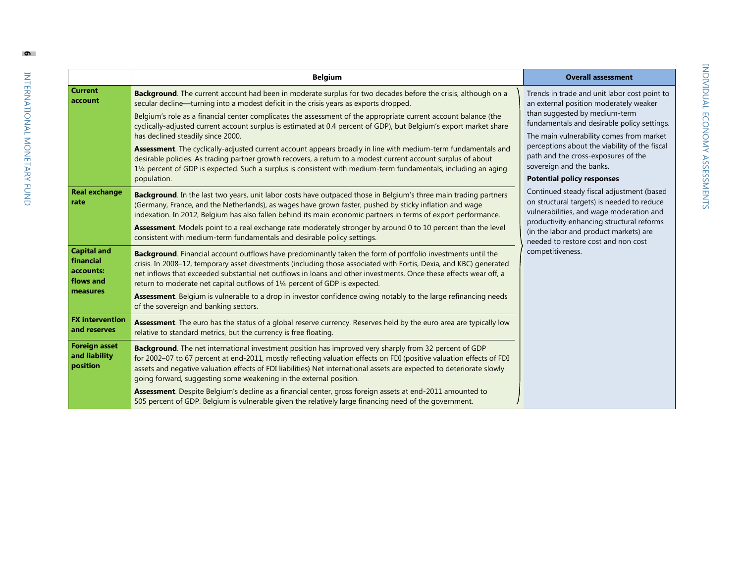| | Belgium | Overall assessment |
|---|---|---|
| **Current account** | **Background**. The current account had been in moderate surplus for two decades before the crisis, although on a secular decline—turning into a modest deficit in the crisis years as exports dropped.<br><br>Belgium's role as a financial center complicates the assessment of the appropriate current account balance (the cyclically-adjusted current account surplus is estimated at 0.4 percent of GDP), but Belgium's export market share has declined steadily since 2000.<br><br>**Assessment**. The cyclically-adjusted current account appears broadly in line with medium-term fundamentals and desirable policies. As trading partner growth recovers, a return to a modest current account surplus of about 1¼ percent of GDP is expected. Such a surplus is consistent with medium-term fundamentals, including an aging population. | Trends in trade and unit labor cost point to an external position moderately weaker than suggested by medium-term fundamentals and desirable policy settings.<br><br>The main vulnerability comes from market perceptions about the viability of the fiscal path and the cross-exposures of the sovereign and the banks.<br><br>**Potential policy responses**<br><br>Continued steady fiscal adjustment (based on structural targets) is needed to reduce vulnerabilities, and wage moderation and productivity enhancing structural reforms (in the labor and product markets) are needed to restore cost and non cost competitiveness. |
| **Real exchange rate** | **Background**. In the last two years, unit labor costs have outpaced those in Belgium's three main trading partners (Germany, France, and the Netherlands), as wages have grown faster, pushed by sticky inflation and wage indexation. In 2012, Belgium has also fallen behind its main economic partners in terms of export performance.<br><br>**Assessment**. Models point to a real exchange rate moderately stronger by around 0 to 10 percent than the level consistent with medium-term fundamentals and desirable policy settings. | |
| **Capital and financial accounts: flows and measures** | **Background**. Financial account outflows have predominantly taken the form of portfolio investments until the crisis. In 2008–12, temporary asset divestments (including those associated with Fortis, Dexia, and KBC) generated net inflows that exceeded substantial net outflows in loans and other investments. Once these effects wear off, a return to moderate net capital outflows of 1¼ percent of GDP is expected.<br><br>**Assessment**. Belgium is vulnerable to a drop in investor confidence owing notably to the large refinancing needs of the sovereign and banking sectors. | |
| **FX intervention and reserves** | **Assessment**. The euro has the status of a global reserve currency. Reserves held by the euro area are typically low relative to standard metrics, but the currency is free floating. | |
| **Foreign asset and liability position** | **Background**. The net international investment position has improved very sharply from 32 percent of GDP for 2002–07 to 67 percent at end-2011, mostly reflecting valuation effects on FDI (positive valuation effects of FDI assets and negative valuation effects of FDI liabilities) Net international assets are expected to deteriorate slowly going forward, suggesting some weakening in the external position.<br><br>**Assessment**. Despite Belgium's decline as a financial center, gross foreign assets at end-2011 amounted to 505 percent of GDP. Belgium is vulnerable given the relatively large financing need of the government. | |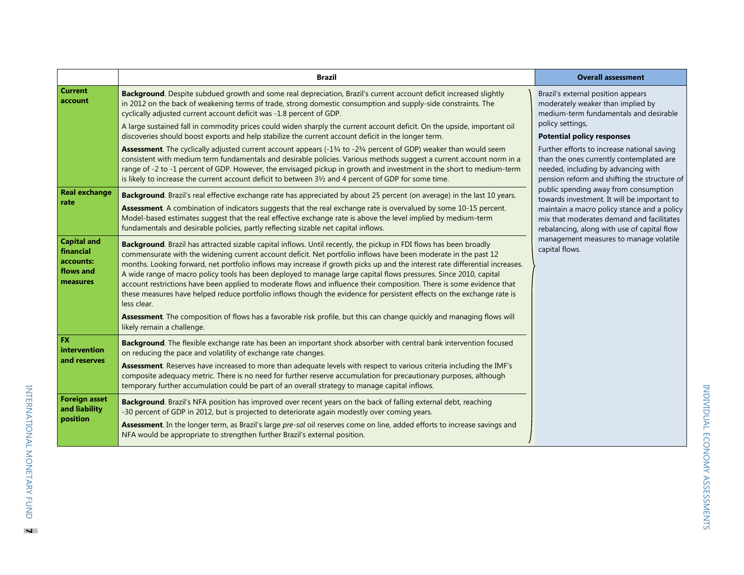| | Brazil | Overall assessment |
|---|---|---|
| **Current account** | **Background**. Despite subdued growth and some real depreciation, Brazil's current account deficit increased slightly in 2012 on the back of weakening terms of trade, strong domestic consumption and supply-side constraints. The cyclically adjusted current account deficit was -1.8 percent of GDP.<br><br>A large sustained fall in commodity prices could widen sharply the current account deficit. On the upside, important oil discoveries should boost exports and help stabilize the current account deficit in the longer term.<br><br>**Assessment**. The cyclically adjusted current account appears (-1¾ to -2¾ percent of GDP) weaker than would seem consistent with medium term fundamentals and desirable policies. Various methods suggest a current account norm in a range of -2 to -1 percent of GDP. However, the envisaged pickup in growth and investment in the short to medium-term is likely to increase the current account deficit to between 3½ and 4 percent of GDP for some time. | Brazil's external position appears moderately weaker than implied by medium-term fundamentals and desirable policy settings,<br><br>**Potential policy responses**<br><br>Further efforts to increase national saving than the ones currently contemplated are needed, including by advancing with pension reform and shifting the structure of public spending away from consumption towards investment. It will be important to maintain a macro policy stance and a policy mix that moderates demand and facilitates rebalancing, along with use of capital flow management measures to manage volatile capital flows. |
| **Real exchange rate** | **Background**. Brazil's real effective exchange rate has appreciated by about 25 percent (on average) in the last 10 years.<br><br>**Assessment**. A combination of indicators suggests that the real exchange rate is overvalued by some 10-15 percent. Model-based estimates suggest that the real effective exchange rate is above the level implied by medium-term fundamentals and desirable policies, partly reflecting sizable net capital inflows. | |
| **Capital and financial accounts: flows and measures** | **Background**. Brazil has attracted sizable capital inflows. Until recently, the pickup in FDI flows has been broadly commensurate with the widening current account deficit. Net portfolio inflows have been moderate in the past 12 months. Looking forward, net portfolio inflows may increase if growth picks up and the interest rate differential increases. A wide range of macro policy tools has been deployed to manage large capital flows pressures. Since 2010, capital account restrictions have been applied to moderate flows and influence their composition. There is some evidence that these measures have helped reduce portfolio inflows though the evidence for persistent effects on the exchange rate is less clear.<br><br>**Assessment**. The composition of flows has a favorable risk profile, but this can change quickly and managing flows will likely remain a challenge. | |
| **FX intervention and reserves** | **Background**. The flexible exchange rate has been an important shock absorber with central bank intervention focused on reducing the pace and volatility of exchange rate changes.<br><br>**Assessment**. Reserves have increased to more than adequate levels with respect to various criteria including the IMF's composite adequacy metric. There is no need for further reserve accumulation for precautionary purposes, although temporary further accumulation could be part of an overall strategy to manage capital inflows. | |
| **Foreign asset and liability position** | **Background**. Brazil's NFA position has improved over recent years on the back of falling external debt, reaching -30 percent of GDP in 2012, but is projected to deteriorate again modestly over coming years.<br><br>**Assessment**. In the longer term, as Brazil's large *pre-sal* oil reserves come on line, added efforts to increase savings and NFA would be appropriate to strengthen further Brazil's external position. | |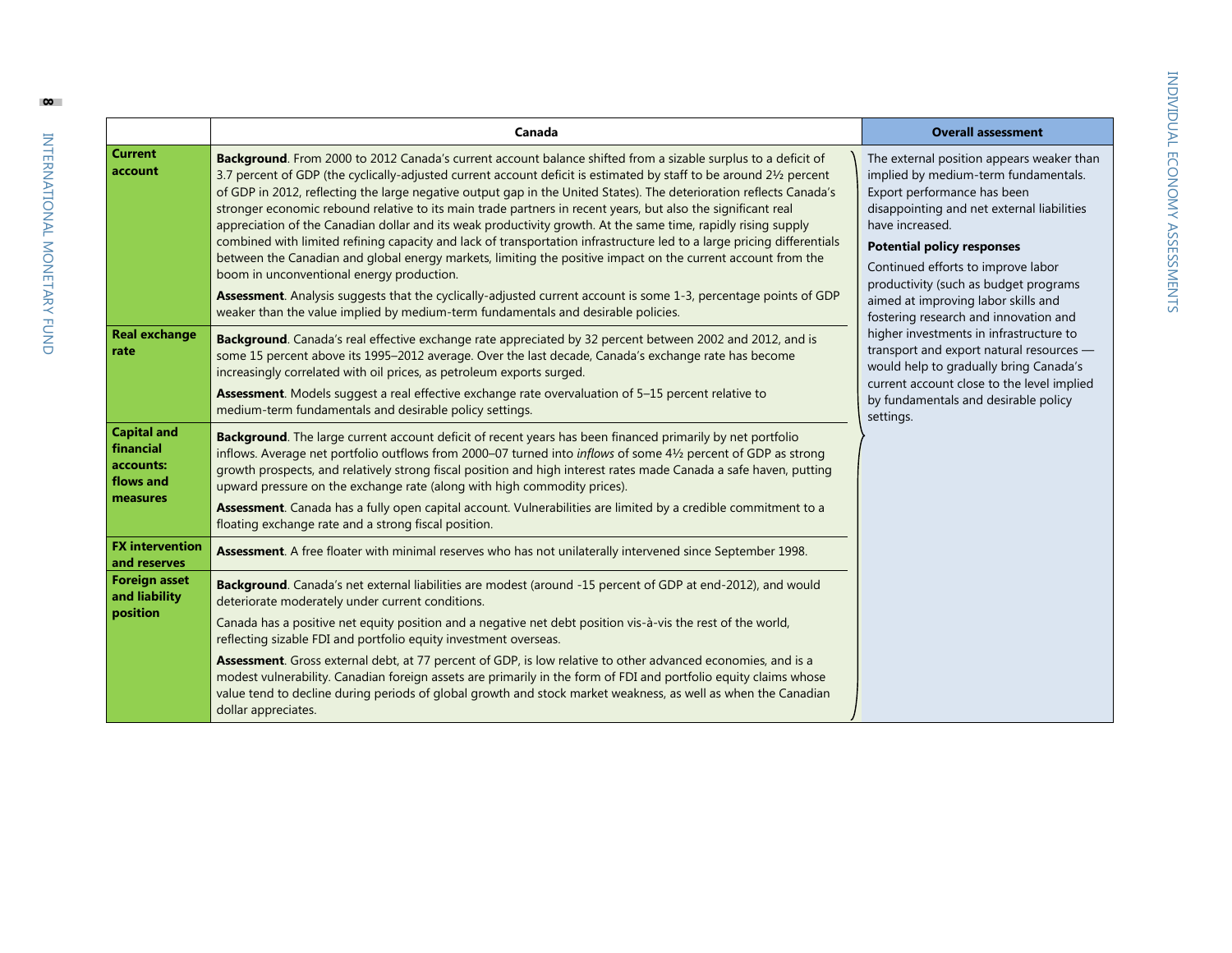| | Canada | Overall assessment |
|---|---|---|
| **Current account** | **Background**. From 2000 to 2012 Canada's current account balance shifted from a sizable surplus to a deficit of 3.7 percent of GDP (the cyclically-adjusted current account deficit is estimated by staff to be around 2½ percent of GDP in 2012, reflecting the large negative output gap in the United States). The deterioration reflects Canada's stronger economic rebound relative to its main trade partners in recent years, but also the significant real appreciation of the Canadian dollar and its weak productivity growth. At the same time, rapidly rising supply combined with limited refining capacity and lack of transportation infrastructure led to a large pricing differentials between the Canadian and global energy markets, limiting the positive impact on the current account from the boom in unconventional energy production.<br><br>**Assessment**. Analysis suggests that the cyclically-adjusted current account is some 1-3, percentage points of GDP weaker than the value implied by medium-term fundamentals and desirable policies. | The external position appears weaker than implied by medium-term fundamentals. Export performance has been disappointing and net external liabilities have increased.<br><br>**Potential policy responses**<br><br>Continued efforts to improve labor productivity (such as budget programs aimed at improving labor skills and fostering research and innovation and higher investments in infrastructure to transport and export natural resources — would help to gradually bring Canada's current account close to the level implied by fundamentals and desirable policy settings. |
| **Real exchange rate** | **Background**. Canada's real effective exchange rate appreciated by 32 percent between 2002 and 2012, and is some 15 percent above its 1995–2012 average. Over the last decade, Canada's exchange rate has become increasingly correlated with oil prices, as petroleum exports surged.<br><br>**Assessment**. Models suggest a real effective exchange rate overvaluation of 5–15 percent relative to medium-term fundamentals and desirable policy settings. | |
| **Capital and financial accounts: flows and measures** | **Background**. The large current account deficit of recent years has been financed primarily by net portfolio inflows. Average net portfolio outflows from 2000–07 turned into *inflows* of some 4½ percent of GDP as strong growth prospects, and relatively strong fiscal position and high interest rates made Canada a safe haven, putting upward pressure on the exchange rate (along with high commodity prices).<br><br>**Assessment**. Canada has a fully open capital account. Vulnerabilities are limited by a credible commitment to a floating exchange rate and a strong fiscal position. | |
| **FX intervention and reserves** | **Assessment**. A free floater with minimal reserves who has not unilaterally intervened since September 1998. | |
| **Foreign asset and liability position** | **Background**. Canada's net external liabilities are modest (around -15 percent of GDP at end-2012), and would deteriorate moderately under current conditions.<br><br>Canada has a positive net equity position and a negative net debt position vis-à-vis the rest of the world, reflecting sizable FDI and portfolio equity investment overseas.<br><br>**Assessment**. Gross external debt, at 77 percent of GDP, is low relative to other advanced economies, and is a modest vulnerability. Canadian foreign assets are primarily in the form of FDI and portfolio equity claims whose value tend to decline during periods of global growth and stock market weakness, as well as when the Canadian dollar appreciates. | |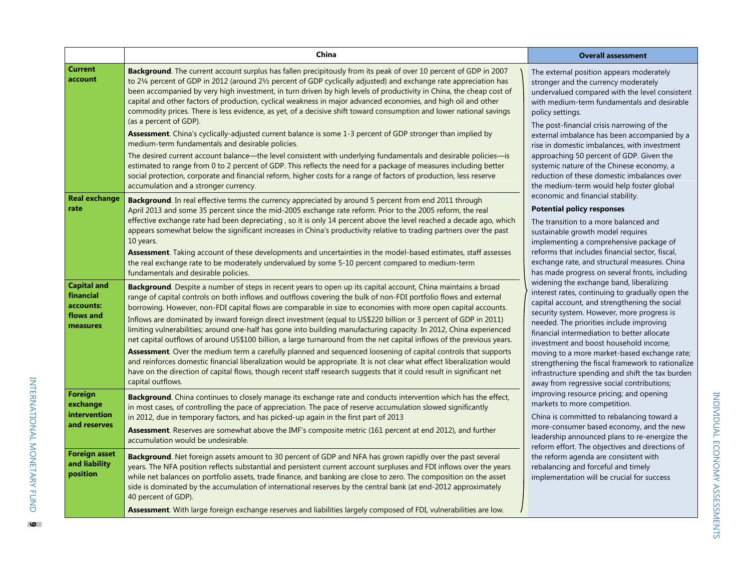| | China | Overall assessment |
|---|---|---|
| **Current account** | **Background**. The current account surplus has fallen precipitously from its peak of over 10 percent of GDP in 2007 to 2¼ percent of GDP in 2012 (around 2½ percent of GDP cyclically adjusted) and exchange rate appreciation has been accompanied by very high investment, in turn driven by high levels of productivity in China, the cheap cost of capital and other factors of production, cyclical weakness in major advanced economies, and high oil and other commodity prices. There is less evidence, as yet, of a decisive shift toward consumption and lower national savings (as a percent of GDP).<br><br>**Assessment**. China's cyclically-adjusted current balance is some 1-3 percent of GDP stronger than implied by medium-term fundamentals and desirable policies.<br><br>The desired current account balance—the level consistent with underlying fundamentals and desirable policies—is estimated to range from 0 to 2 percent of GDP. This reflects the need for a package of measures including better social protection, corporate and financial reform, higher costs for a range of factors of production, less reserve accumulation and a stronger currency. | The external position appears moderately stronger and the currency moderately undervalued compared with the level consistent with medium-term fundamentals and desirable policy settings.<br><br>The post-financial crisis narrowing of the external imbalance has been accompanied by a rise in domestic imbalances, with investment approaching 50 percent of GDP. Given the systemic nature of the Chinese economy, a reduction of these domestic imbalances over the medium-term would help foster global economic and financial stability.<br><br>**Potential policy responses**<br><br>The transition to a more balanced and sustainable growth model requires implementing a comprehensive package of reforms that includes financial sector, fiscal, exchange rate, and structural measures. China has made progress on several fronts, including widening the exchange band, liberalizing interest rates, continuing to gradually open the capital account, and strengthening the social security system. However, more progress is needed. The priorities include improving financial intermediation to better allocate investment and boost household income; moving to a more market-based exchange rate; strengthening the fiscal framework to rationalize infrastructure spending and shift the tax burden away from regressive social contributions; improving resource pricing; and opening markets to more competition.<br><br>China is committed to rebalancing toward a more-consumer based economy, and the new leadership announced plans to re-energize the reform effort. The objectives and directions of the reform agenda are consistent with rebalancing and forceful and timely implementation will be crucial for success |
| **Real exchange rate** | **Background**. In real effective terms the currency appreciated by around 5 percent from end 2011 through April 2013 and some 35 percent since the mid-2005 exchange rate reform. Prior to the 2005 reform, the real effective exchange rate had been depreciating , so it is only 14 percent above the level reached a decade ago, which appears somewhat below the significant increases in China's productivity relative to trading partners over the past 10 years.<br><br>**Assessment**. Taking account of these developments and uncertainties in the model-based estimates, staff assesses the real exchange rate to be moderately undervalued by some 5-10 percent compared to medium-term fundamentals and desirable policies. | |
| **Capital and financial accounts: flows and measures** | **Background**. Despite a number of steps in recent years to open up its capital account, China maintains a broad range of capital controls on both inflows and outflows covering the bulk of non-FDI portfolio flows and external borrowing. However, non-FDI capital flows are comparable in size to economies with more open capital accounts.<br><br>Inflows are dominated by inward foreign direct investment (equal to US$220 billion or 3 percent of GDP in 2011) limiting vulnerabilities; around one-half has gone into building manufacturing capacity. In 2012, China experienced net capital outflows of around US$100 billion, a large turnaround from the net capital inflows of the previous years.<br><br>**Assessment**. Over the medium term a carefully planned and sequenced loosening of capital controls that supports and reinforces domestic financial liberalization would be appropriate. It is not clear what effect liberalization would have on the direction of capital flows, though recent staff research suggests that it could result in significant net capital outflows. | |
| **Foreign exchange intervention and reserves** | **Background**. China continues to closely manage its exchange rate and conducts intervention which has the effect, in most cases, of controlling the pace of appreciation. The pace of reserve accumulation slowed significantly in 2012, due in temporary factors, and has picked-up again in the first part of 2013<br><br>**Assessment**. Reserves are somewhat above the IMF's composite metric (161 percent at end 2012), and further accumulation would be undesirable. | |
| **Foreign asset and liability position** | **Background**. Net foreign assets amount to 30 percent of GDP and NFA has grown rapidly over the past several years. The NFA position reflects substantial and persistent current account surpluses and FDI inflows over the years while net balances on portfolio assets, trade finance, and banking are close to zero. The composition on the asset side is dominated by the accumulation of international reserves by the central bank (at end-2012 approximately 40 percent of GDP).<br><br>**Assessment**. With large foreign exchange reserves and liabilities largely composed of FDI, vulnerabilities are low. | |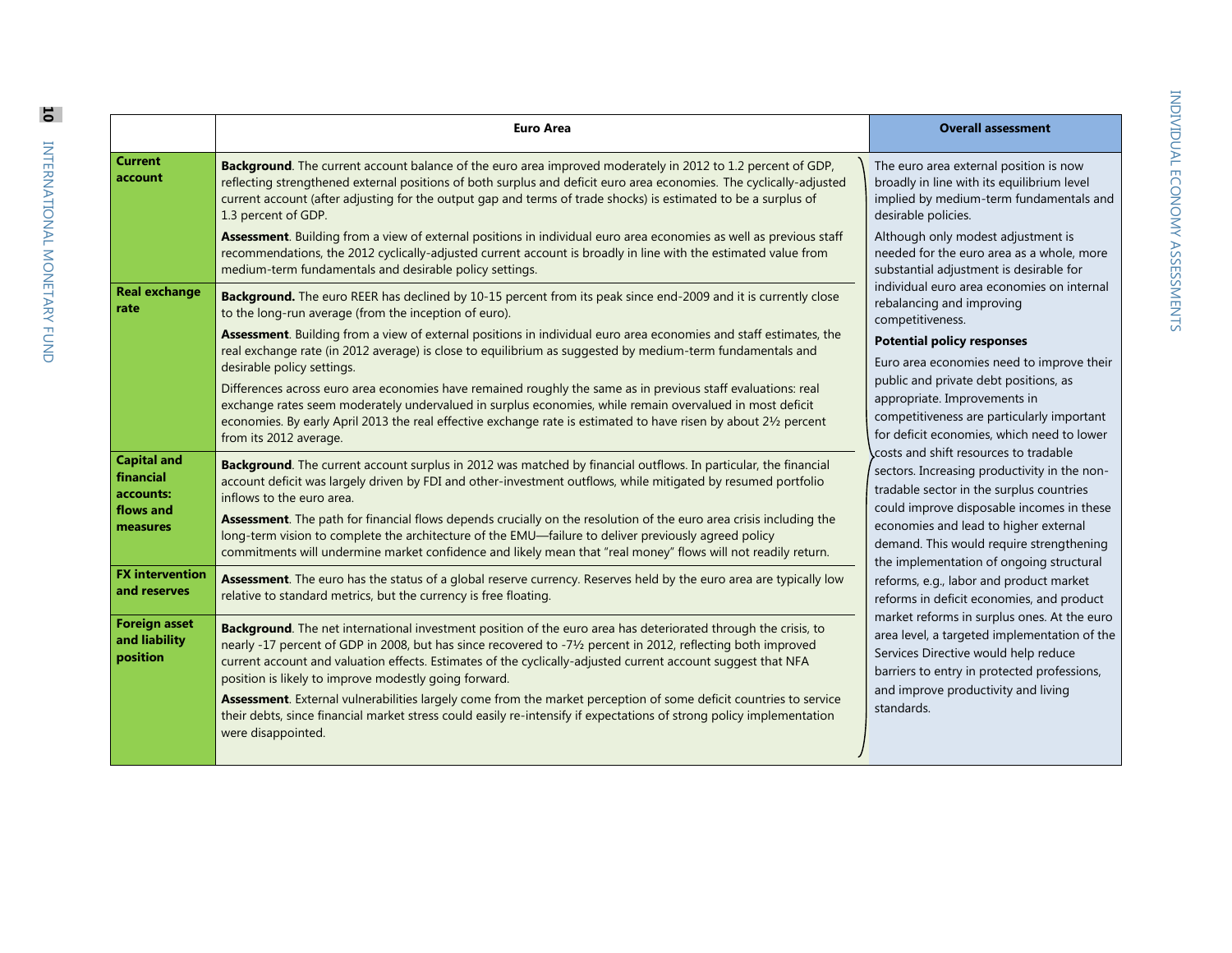| | Euro Area | Overall assessment |
|---|---|---|
| **Current account** | **Background**. The current account balance of the euro area improved moderately in 2012 to 1.2 percent of GDP, reflecting strengthened external positions of both surplus and deficit euro area economies. The cyclically-adjusted current account (after adjusting for the output gap and terms of trade shocks) is estimated to be a surplus of 1.3 percent of GDP.<br><br>**Assessment**. Building from a view of external positions in individual euro area economies as well as previous staff recommendations, the 2012 cyclically-adjusted current account is broadly in line with the estimated value from medium-term fundamentals and desirable policy settings. | The euro area external position is now broadly in line with its equilibrium level implied by medium-term fundamentals and desirable policies.<br><br>Although only modest adjustment is needed for the euro area as a whole, more substantial adjustment is desirable for individual euro area economies on internal rebalancing and improving competitiveness.<br><br>**Potential policy responses**<br><br>Euro area economies need to improve their public and private debt positions, as appropriate. Improvements in competitiveness are particularly important for deficit economies, which need to lower costs and shift resources to tradable sectors. Increasing productivity in the non-tradable sector in the surplus countries could improve disposable incomes in these economies and lead to higher external demand. This would require strengthening the implementation of ongoing structural reforms, e.g., labor and product market reforms in deficit economies, and product market reforms in surplus ones. At the euro area level, a targeted implementation of the Services Directive would help reduce barriers to entry in protected professions, and improve productivity and living standards. |
| **Real exchange rate** | **Background.** The euro REER has declined by 10-15 percent from its peak since end-2009 and it is currently close to the long-run average (from the inception of euro).<br><br>**Assessment**. Building from a view of external positions in individual euro area economies and staff estimates, the real exchange rate (in 2012 average) is close to equilibrium as suggested by medium-term fundamentals and desirable policy settings.<br><br>Differences across euro area economies have remained roughly the same as in previous staff evaluations: real exchange rates seem moderately undervalued in surplus economies, while remain overvalued in most deficit economies. By early April 2013 the real effective exchange rate is estimated to have risen by about 2½ percent from its 2012 average. | |
| **Capital and financial accounts: flows and measures** | **Background**. The current account surplus in 2012 was matched by financial outflows. In particular, the financial account deficit was largely driven by FDI and other-investment outflows, while mitigated by resumed portfolio inflows to the euro area.<br><br>**Assessment**. The path for financial flows depends crucially on the resolution of the euro area crisis including the long-term vision to complete the architecture of the EMU—failure to deliver previously agreed policy commitments will undermine market confidence and likely mean that "real money" flows will not readily return. | |
| **FX intervention and reserves** | **Assessment**. The euro has the status of a global reserve currency. Reserves held by the euro area are typically low relative to standard metrics, but the currency is free floating. | |
| **Foreign asset and liability position** | **Background**. The net international investment position of the euro area has deteriorated through the crisis, to nearly -17 percent of GDP in 2008, but has since recovered to -7½ percent in 2012, reflecting both improved current account and valuation effects. Estimates of the cyclically-adjusted current account suggest that NFA position is likely to improve modestly going forward.<br><br>**Assessment**. External vulnerabilities largely come from the market perception of some deficit countries to service their debts, since financial market stress could easily re-intensify if expectations of strong policy implementation were disappointed. | |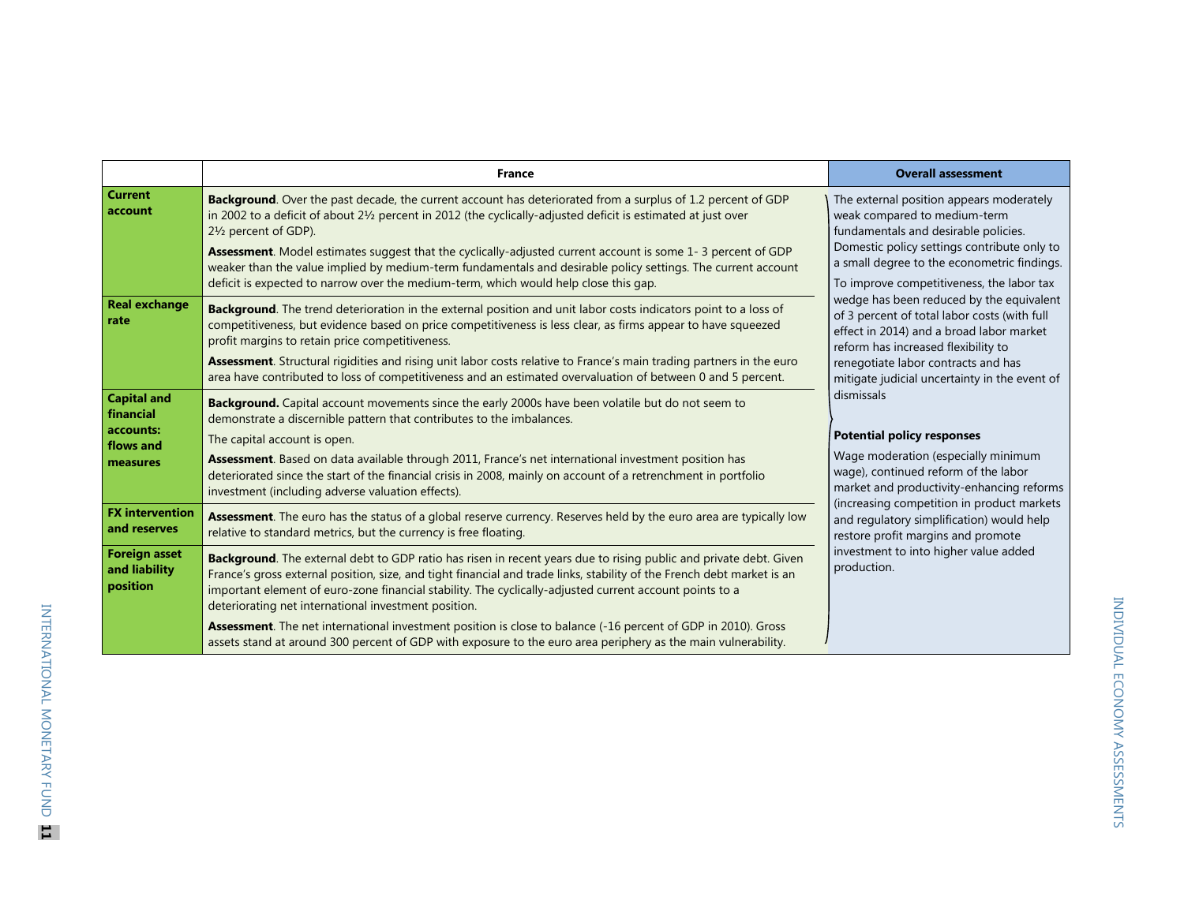| | France | Overall assessment |
|---|---|---|
| **Current account** | **Background**. Over the past decade, the current account has deteriorated from a surplus of 1.2 percent of GDP in 2002 to a deficit of about 2½ percent in 2012 (the cyclically-adjusted deficit is estimated at just over 2½ percent of GDP).<br><br>**Assessment**. Model estimates suggest that the cyclically-adjusted current account is some 1- 3 percent of GDP weaker than the value implied by medium-term fundamentals and desirable policy settings. The current account deficit is expected to narrow over the medium-term, which would help close this gap. | The external position appears moderately weak compared to medium-term fundamentals and desirable policies. Domestic policy settings contribute only to a small degree to the econometric findings.<br><br>To improve competitiveness, the labor tax wedge has been reduced by the equivalent of 3 percent of total labor costs (with full effect in 2014) and a broad labor market reform has increased flexibility to renegotiate labor contracts and has mitigate judicial uncertainty in the event of dismissals<br><br>**Potential policy responses**<br><br>Wage moderation (especially minimum wage), continued reform of the labor market and productivity-enhancing reforms (increasing competition in product markets and regulatory simplification) would help restore profit margins and promote investment to into higher value added production. |
| **Real exchange rate** | **Background**. The trend deterioration in the external position and unit labor costs indicators point to a loss of competitiveness, but evidence based on price competitiveness is less clear, as firms appear to have squeezed profit margins to retain price competitiveness.<br><br>**Assessment**. Structural rigidities and rising unit labor costs relative to France's main trading partners in the euro area have contributed to loss of competitiveness and an estimated overvaluation of between 0 and 5 percent. | |
| **Capital and financial accounts: flows and measures** | **Background.** Capital account movements since the early 2000s have been volatile but do not seem to demonstrate a discernible pattern that contributes to the imbalances.<br><br>The capital account is open.<br><br>**Assessment**. Based on data available through 2011, France's net international investment position has deteriorated since the start of the financial crisis in 2008, mainly on account of a retrenchment in portfolio investment (including adverse valuation effects). | |
| **FX intervention and reserves** | **Assessment**. The euro has the status of a global reserve currency. Reserves held by the euro area are typically low relative to standard metrics, but the currency is free floating. | |
| **Foreign asset and liability position** | **Background**. The external debt to GDP ratio has risen in recent years due to rising public and private debt. Given France's gross external position, size, and tight financial and trade links, stability of the French debt market is an important element of euro-zone financial stability. The cyclically-adjusted current account points to a deteriorating net international investment position.<br><br>**Assessment**. The net international investment position is close to balance (-16 percent of GDP in 2010). Gross assets stand at around 300 percent of GDP with exposure to the euro area periphery as the main vulnerability. | |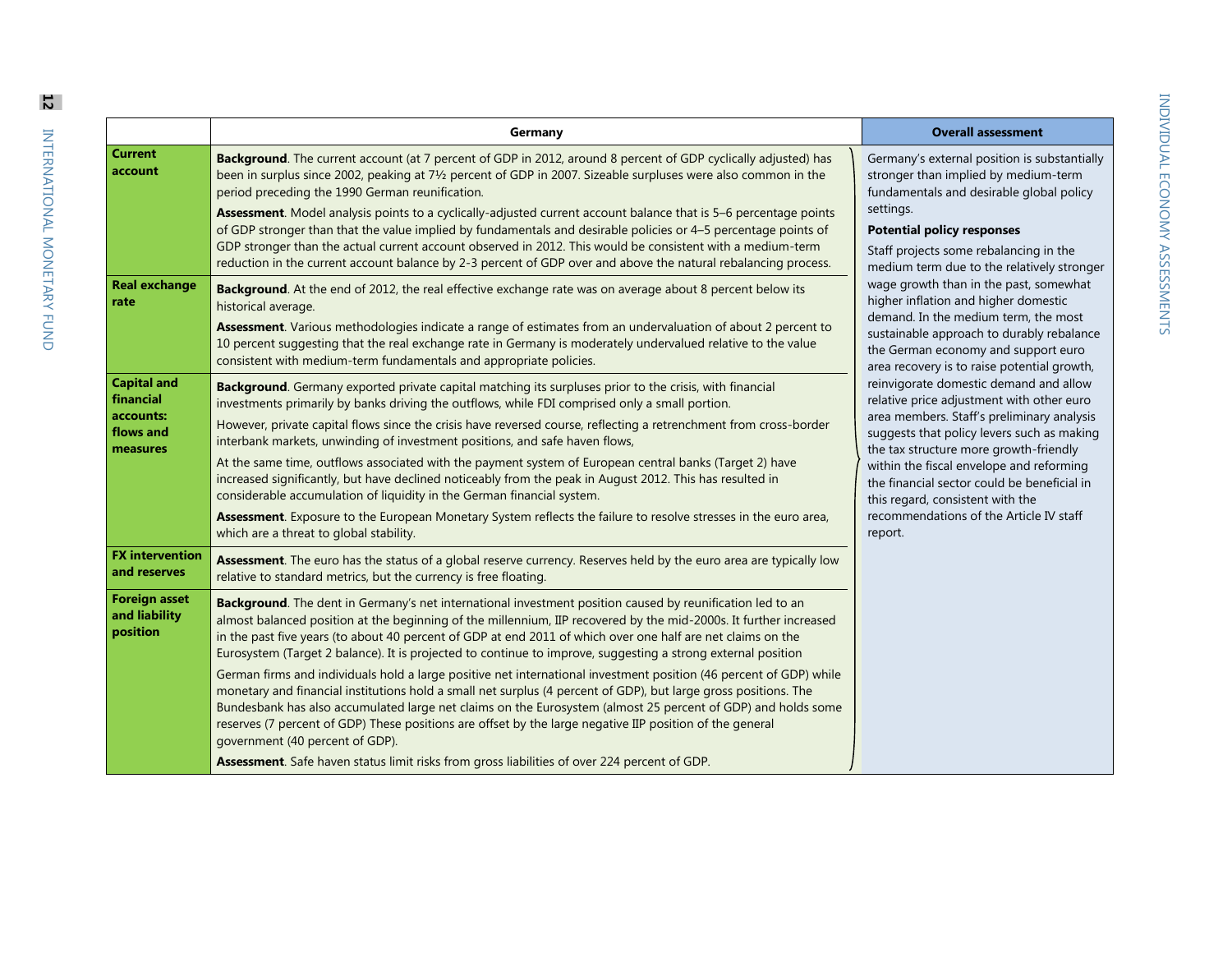| | Germany | Overall assessment |
|---|---|---|
| **Current account** | **Background**. The current account (at 7 percent of GDP in 2012, around 8 percent of GDP cyclically adjusted) has been in surplus since 2002, peaking at 7½ percent of GDP in 2007. Sizeable surpluses were also common in the period preceding the 1990 German reunification.<br><br>**Assessment**. Model analysis points to a cyclically-adjusted current account balance that is 5–6 percentage points of GDP stronger than that the value implied by fundamentals and desirable policies or 4–5 percentage points of GDP stronger than the actual current account observed in 2012. This would be consistent with a medium-term reduction in the current account balance by 2-3 percent of GDP over and above the natural rebalancing process. | Germany's external position is substantially stronger than implied by medium-term fundamentals and desirable global policy settings.<br><br>**Potential policy responses**<br><br>Staff projects some rebalancing in the medium term due to the relatively stronger wage growth than in the past, somewhat higher inflation and higher domestic demand. In the medium term, the most sustainable approach to durably rebalance the German economy and support euro area recovery is to raise potential growth, reinvigorate domestic demand and allow relative price adjustment with other euro area members. Staff's preliminary analysis suggests that policy levers such as making the tax structure more growth-friendly within the fiscal envelope and reforming the financial sector could be beneficial in this regard, consistent with the recommendations of the Article IV staff report. |
| **Real exchange rate** | **Background**. At the end of 2012, the real effective exchange rate was on average about 8 percent below its historical average.<br><br>**Assessment**. Various methodologies indicate a range of estimates from an undervaluation of about 2 percent to 10 percent suggesting that the real exchange rate in Germany is moderately undervalued relative to the value consistent with medium-term fundamentals and appropriate policies. | |
| **Capital and financial accounts: flows and measures** | **Background**. Germany exported private capital matching its surpluses prior to the crisis, with financial investments primarily by banks driving the outflows, while FDI comprised only a small portion.<br><br>However, private capital flows since the crisis have reversed course, reflecting a retrenchment from cross-border interbank markets, unwinding of investment positions, and safe haven flows,<br><br>At the same time, outflows associated with the payment system of European central banks (Target 2) have increased significantly, but have declined noticeably from the peak in August 2012. This has resulted in considerable accumulation of liquidity in the German financial system.<br><br>**Assessment**. Exposure to the European Monetary System reflects the failure to resolve stresses in the euro area, which are a threat to global stability. | |
| **FX intervention and reserves** | **Assessment**. The euro has the status of a global reserve currency. Reserves held by the euro area are typically low relative to standard metrics, but the currency is free floating. | |
| **Foreign asset and liability position** | **Background**. The dent in Germany's net international investment position caused by reunification led to an almost balanced position at the beginning of the millennium, IIP recovered by the mid-2000s. It further increased in the past five years (to about 40 percent of GDP at end 2011 of which over one half are net claims on the Eurosystem (Target 2 balance). It is projected to continue to improve, suggesting a strong external position<br><br>German firms and individuals hold a large positive net international investment position (46 percent of GDP) while monetary and financial institutions hold a small net surplus (4 percent of GDP), but large gross positions. The Bundesbank has also accumulated large net claims on the Eurosystem (almost 25 percent of GDP) and holds some reserves (7 percent of GDP) These positions are offset by the large negative IIP position of the general government (40 percent of GDP).<br><br>**Assessment**. Safe haven status limit risks from gross liabilities of over 224 percent of GDP. | |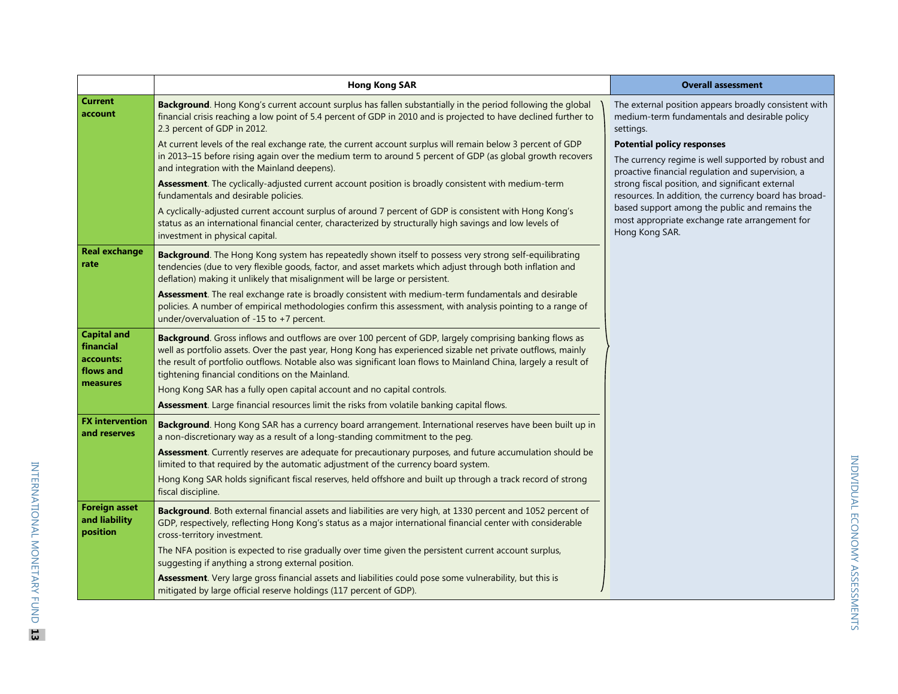| | Hong Kong SAR | Overall assessment |
|---|---|---|
| **Current account** | **Background**. Hong Kong's current account surplus has fallen substantially in the period following the global financial crisis reaching a low point of 5.4 percent of GDP in 2010 and is projected to have declined further to 2.3 percent of GDP in 2012.<br><br>At current levels of the real exchange rate, the current account surplus will remain below 3 percent of GDP in 2013–15 before rising again over the medium term to around 5 percent of GDP (as global growth recovers and integration with the Mainland deepens).<br><br>**Assessment**. The cyclically-adjusted current account position is broadly consistent with medium-term fundamentals and desirable policies.<br><br>A cyclically-adjusted current account surplus of around 7 percent of GDP is consistent with Hong Kong's status as an international financial center, characterized by structurally high savings and low levels of investment in physical capital. | The external position appears broadly consistent with medium-term fundamentals and desirable policy settings.<br><br>**Potential policy responses**<br><br>The currency regime is well supported by robust and proactive financial regulation and supervision, a strong fiscal position, and significant external resources. In addition, the currency board has broad-based support among the public and remains the most appropriate exchange rate arrangement for Hong Kong SAR. |
| **Real exchange rate** | **Background**. The Hong Kong system has repeatedly shown itself to possess very strong self-equilibrating tendencies (due to very flexible goods, factor, and asset markets which adjust through both inflation and deflation) making it unlikely that misalignment will be large or persistent.<br><br>**Assessment**. The real exchange rate is broadly consistent with medium-term fundamentals and desirable policies. A number of empirical methodologies confirm this assessment, with analysis pointing to a range of under/overvaluation of -15 to +7 percent. | |
| **Capital and financial accounts: flows and measures** | **Background**. Gross inflows and outflows are over 100 percent of GDP, largely comprising banking flows as well as portfolio assets. Over the past year, Hong Kong has experienced sizable net private outflows, mainly the result of portfolio outflows. Notable also was significant loan flows to Mainland China, largely a result of tightening financial conditions on the Mainland.<br><br>Hong Kong SAR has a fully open capital account and no capital controls.<br><br>**Assessment**. Large financial resources limit the risks from volatile banking capital flows. | |
| **FX intervention and reserves** | **Background**. Hong Kong SAR has a currency board arrangement. International reserves have been built up in a non-discretionary way as a result of a long-standing commitment to the peg.<br><br>**Assessment**. Currently reserves are adequate for precautionary purposes, and future accumulation should be limited to that required by the automatic adjustment of the currency board system.<br><br>Hong Kong SAR holds significant fiscal reserves, held offshore and built up through a track record of strong fiscal discipline. | |
| **Foreign asset and liability position** | **Background**. Both external financial assets and liabilities are very high, at 1330 percent and 1052 percent of GDP, respectively, reflecting Hong Kong's status as a major international financial center with considerable cross-territory investment.<br><br>The NFA position is expected to rise gradually over time given the persistent current account surplus, suggesting if anything a strong external position.<br><br>**Assessment**. Very large gross financial assets and liabilities could pose some vulnerability, but this is mitigated by large official reserve holdings (117 percent of GDP). | |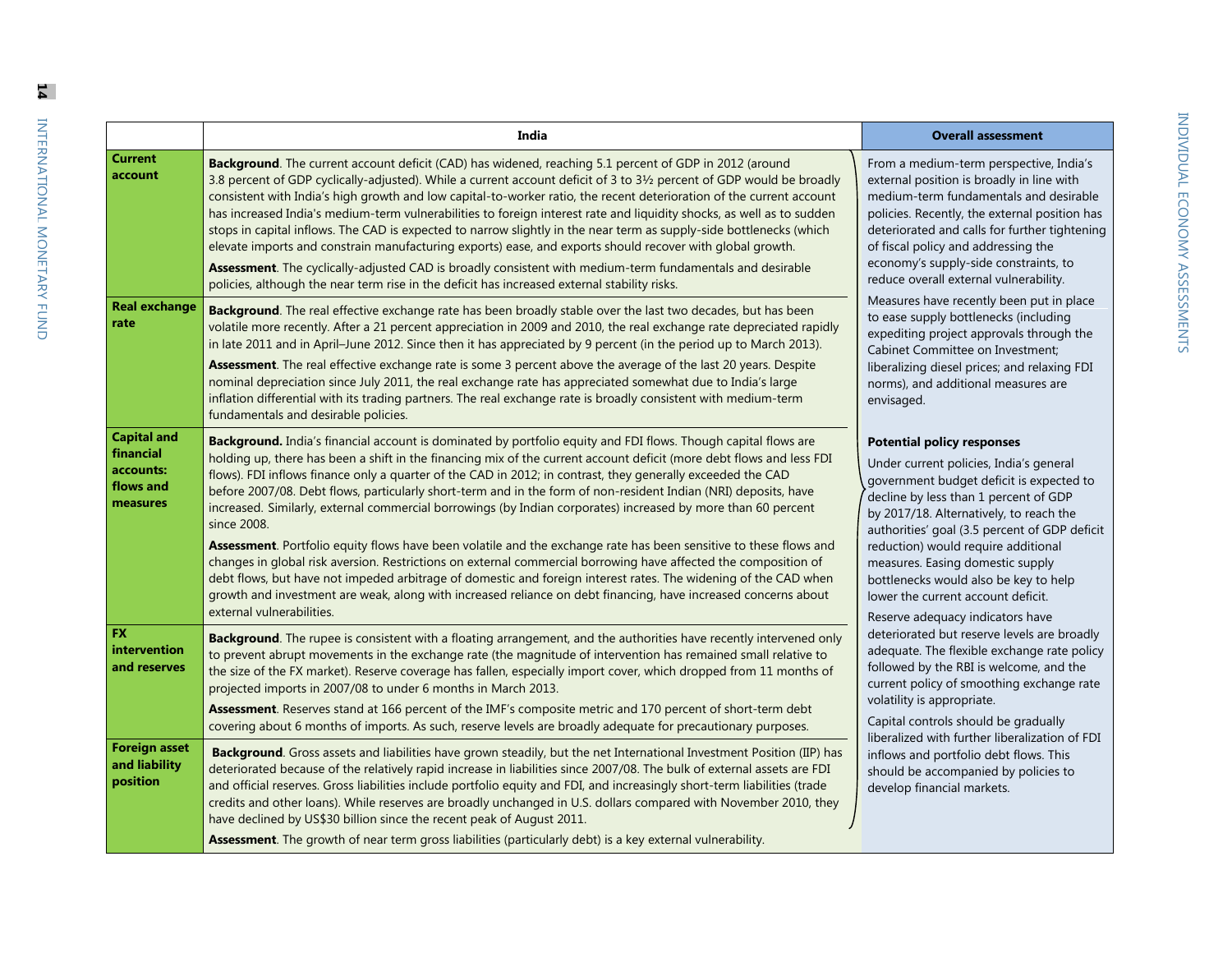| | India | Overall assessment |
|---|---|---|
| **Current account** | **Background**. The current account deficit (CAD) has widened, reaching 5.1 percent of GDP in 2012 (around 3.8 percent of GDP cyclically-adjusted). While a current account deficit of 3 to 3½ percent of GDP would be broadly consistent with India's high growth and low capital-to-worker ratio, the recent deterioration of the current account has increased India's medium-term vulnerabilities to foreign interest rate and liquidity shocks, as well as to sudden stops in capital inflows. The CAD is expected to narrow slightly in the near term as supply-side bottlenecks (which elevate imports and constrain manufacturing exports) ease, and exports should recover with global growth.<br><br>**Assessment**. The cyclically-adjusted CAD is broadly consistent with medium-term fundamentals and desirable policies, although the near term rise in the deficit has increased external stability risks. | From a medium-term perspective, India's external position is broadly in line with medium-term fundamentals and desirable policies. Recently, the external position has deteriorated and calls for further tightening of fiscal policy and addressing the economy's supply-side constraints, to reduce overall external vulnerability.<br><br>Measures have recently been put in place to ease supply bottlenecks (including expediting project approvals through the Cabinet Committee on Investment; liberalizing diesel prices; and relaxing FDI norms), and additional measures are envisaged. |
| **Real exchange rate** | **Background**. The real effective exchange rate has been broadly stable over the last two decades, but has been volatile more recently. After a 21 percent appreciation in 2009 and 2010, the real exchange rate depreciated rapidly in late 2011 and in April–June 2012. Since then it has appreciated by 9 percent (in the period up to March 2013).<br><br>**Assessment**. The real effective exchange rate is some 3 percent above the average of the last 20 years. Despite nominal depreciation since July 2011, the real exchange rate has appreciated somewhat due to India's large inflation differential with its trading partners. The real exchange rate is broadly consistent with medium-term fundamentals and desirable policies. | |
| **Capital and financial accounts: flows and measures** | **Background.** India's financial account is dominated by portfolio equity and FDI flows. Though capital flows are holding up, there has been a shift in the financing mix of the current account deficit (more debt flows and less FDI flows). FDI inflows finance only a quarter of the CAD in 2012; in contrast, they generally exceeded the CAD before 2007/08. Debt flows, particularly short-term and in the form of non-resident Indian (NRI) deposits, have increased. Similarly, external commercial borrowings (by Indian corporates) increased by more than 60 percent since 2008.<br><br>**Assessment**. Portfolio equity flows have been volatile and the exchange rate has been sensitive to these flows and changes in global risk aversion. Restrictions on external commercial borrowing have affected the composition of debt flows, but have not impeded arbitrage of domestic and foreign interest rates. The widening of the CAD when growth and investment are weak, along with increased reliance on debt financing, have increased concerns about external vulnerabilities. | **Potential policy responses**<br><br>Under current policies, India's general government budget deficit is expected to decline by less than 1 percent of GDP by 2017/18. Alternatively, to reach the authorities' goal (3.5 percent of GDP deficit reduction) would require additional measures. Easing domestic supply bottlenecks would also be key to help lower the current account deficit. |
| **FX intervention and reserves** | **Background**. The rupee is consistent with a floating arrangement, and the authorities have recently intervened only to prevent abrupt movements in the exchange rate (the magnitude of intervention has remained small relative to the size of the FX market). Reserve coverage has fallen, especially import cover, which dropped from 11 months of projected imports in 2007/08 to under 6 months in March 2013.<br><br>**Assessment**. Reserves stand at 166 percent of the IMF's composite metric and 170 percent of short-term debt covering about 6 months of imports. As such, reserve levels are broadly adequate for precautionary purposes. | Reserve adequacy indicators have deteriorated but reserve levels are broadly adequate. The flexible exchange rate policy followed by the RBI is welcome, and the current policy of smoothing exchange rate volatility is appropriate. |
| **Foreign asset and liability position** | **Background**. Gross assets and liabilities have grown steadily, but the net International Investment Position (IIP) has deteriorated because of the relatively rapid increase in liabilities since 2007/08. The bulk of external assets are FDI and official reserves. Gross liabilities include portfolio equity and FDI, and increasingly short-term liabilities (trade credits and other loans). While reserves are broadly unchanged in U.S. dollars compared with November 2010, they have declined by US$30 billion since the recent peak of August 2011.<br><br>**Assessment**. The growth of near term gross liabilities (particularly debt) is a key external vulnerability. | Capital controls should be gradually liberalized with further liberalization of FDI inflows and portfolio debt flows. This should be accompanied by policies to develop financial markets. |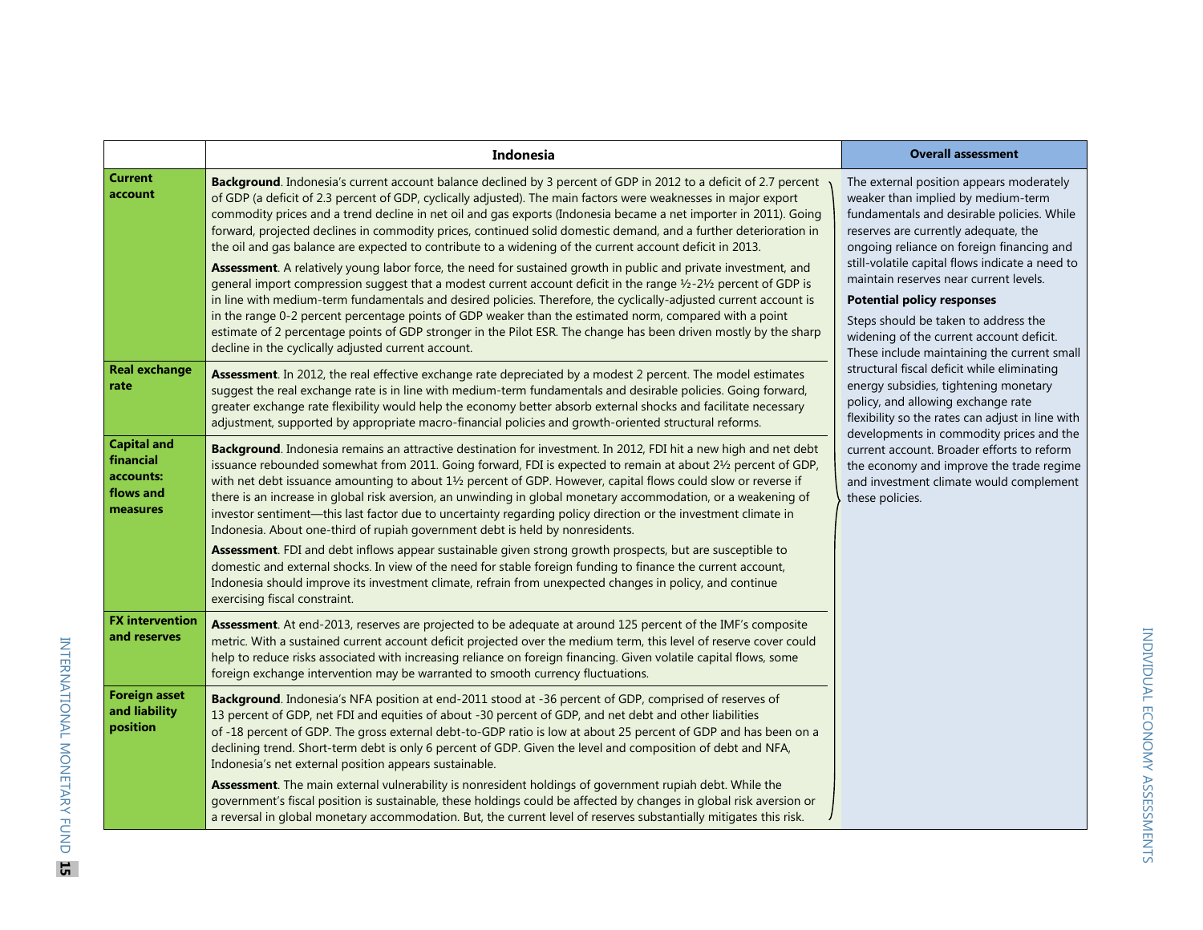| | Indonesia | Overall assessment |
|---|---|---|
| **Current account** | **Background**. Indonesia's current account balance declined by 3 percent of GDP in 2012 to a deficit of 2.7 percent of GDP (a deficit of 2.3 percent of GDP, cyclically adjusted). The main factors were weaknesses in major export commodity prices and a trend decline in net oil and gas exports (Indonesia became a net importer in 2011). Going forward, projected declines in commodity prices, continued solid domestic demand, and a further deterioration in the oil and gas balance are expected to contribute to a widening of the current account deficit in 2013.<br><br>**Assessment**. A relatively young labor force, the need for sustained growth in public and private investment, and general import compression suggest that a modest current account deficit in the range ½-2½ percent of GDP is in line with medium-term fundamentals and desired policies. Therefore, the cyclically-adjusted current account is in the range 0-2 percent percentage points of GDP weaker than the estimated norm, compared with a point estimate of 2 percentage points of GDP stronger in the Pilot ESR. The change has been driven mostly by the sharp decline in the cyclically adjusted current account. | The external position appears moderately weaker than implied by medium-term fundamentals and desirable policies. While reserves are currently adequate, the ongoing reliance on foreign financing and still-volatile capital flows indicate a need to maintain reserves near current levels.<br><br>**Potential policy responses**<br><br>Steps should be taken to address the widening of the current account deficit. These include maintaining the current small structural fiscal deficit while eliminating energy subsidies, tightening monetary policy, and allowing exchange rate flexibility so the rates can adjust in line with developments in commodity prices and the current account. Broader efforts to reform the economy and improve the trade regime and investment climate would complement these policies. |
| **Real exchange rate** | **Assessment**. In 2012, the real effective exchange rate depreciated by a modest 2 percent. The model estimates suggest the real exchange rate is in line with medium-term fundamentals and desirable policies. Going forward, greater exchange rate flexibility would help the economy better absorb external shocks and facilitate necessary adjustment, supported by appropriate macro-financial policies and growth-oriented structural reforms. | |
| **Capital and financial accounts: flows and measures** | **Background**. Indonesia remains an attractive destination for investment. In 2012, FDI hit a new high and net debt issuance rebounded somewhat from 2011. Going forward, FDI is expected to remain at about 2½ percent of GDP, with net debt issuance amounting to about 1½ percent of GDP. However, capital flows could slow or reverse if there is an increase in global risk aversion, an unwinding in global monetary accommodation, or a weakening of investor sentiment—this last factor due to uncertainty regarding policy direction or the investment climate in Indonesia. About one-third of rupiah government debt is held by nonresidents.<br><br>**Assessment**. FDI and debt inflows appear sustainable given strong growth prospects, but are susceptible to domestic and external shocks. In view of the need for stable foreign funding to finance the current account, Indonesia should improve its investment climate, refrain from unexpected changes in policy, and continue exercising fiscal constraint. | |
| **FX intervention and reserves** | **Assessment**. At end-2013, reserves are projected to be adequate at around 125 percent of the IMF's composite metric. With a sustained current account deficit projected over the medium term, this level of reserve cover could help to reduce risks associated with increasing reliance on foreign financing. Given volatile capital flows, some foreign exchange intervention may be warranted to smooth currency fluctuations. | |
| **Foreign asset and liability position** | **Background**. Indonesia's NFA position at end-2011 stood at -36 percent of GDP, comprised of reserves of 13 percent of GDP, net FDI and equities of about -30 percent of GDP, and net debt and other liabilities of -18 percent of GDP. The gross external debt-to-GDP ratio is low at about 25 percent of GDP and has been on a declining trend. Short-term debt is only 6 percent of GDP. Given the level and composition of debt and NFA, Indonesia's net external position appears sustainable.<br><br>**Assessment**. The main external vulnerability is nonresident holdings of government rupiah debt. While the government's fiscal position is sustainable, these holdings could be affected by changes in global risk aversion or a reversal in global monetary accommodation. But, the current level of reserves substantially mitigates this risk. | |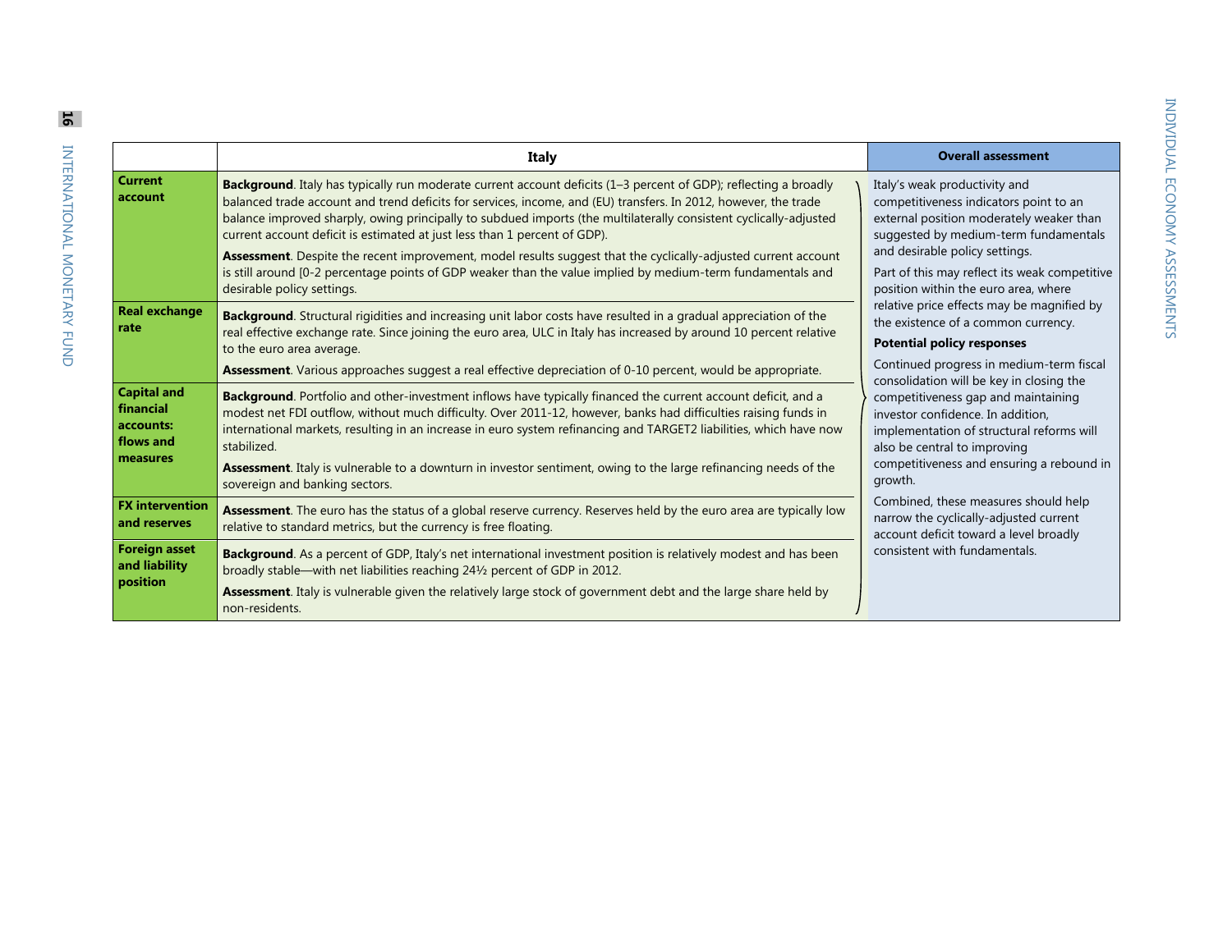| | Italy | Overall assessment |
|---|---|---|
| **Current account** | **Background**. Italy has typically run moderate current account deficits (1–3 percent of GDP); reflecting a broadly balanced trade account and trend deficits for services, income, and (EU) transfers. In 2012, however, the trade balance improved sharply, owing principally to subdued imports (the multilaterally consistent cyclically-adjusted current account deficit is estimated at just less than 1 percent of GDP).<br><br>**Assessment**. Despite the recent improvement, model results suggest that the cyclically-adjusted current account is still around [0-2 percentage points of GDP weaker than the value implied by medium-term fundamentals and desirable policy settings. | Italy's weak productivity and competitiveness indicators point to an external position moderately weaker than suggested by medium-term fundamentals and desirable policy settings.<br><br>Part of this may reflect its weak competitive position within the euro area, where relative price effects may be magnified by the existence of a common currency.<br><br>**Potential policy responses**<br><br>Continued progress in medium-term fiscal consolidation will be key in closing the competitiveness gap and maintaining investor confidence. In addition, implementation of structural reforms will also be central to improving competitiveness and ensuring a rebound in growth.<br><br>Combined, these measures should help narrow the cyclically-adjusted current account deficit toward a level broadly consistent with fundamentals. |
| **Real exchange rate** | **Background**. Structural rigidities and increasing unit labor costs have resulted in a gradual appreciation of the real effective exchange rate. Since joining the euro area, ULC in Italy has increased by around 10 percent relative to the euro area average.<br><br>**Assessment**. Various approaches suggest a real effective depreciation of 0-10 percent, would be appropriate. | |
| **Capital and financial accounts: flows and measures** | **Background**. Portfolio and other-investment inflows have typically financed the current account deficit, and a modest net FDI outflow, without much difficulty. Over 2011-12, however, banks had difficulties raising funds in international markets, resulting in an increase in euro system refinancing and TARGET2 liabilities, which have now stabilized.<br><br>**Assessment**. Italy is vulnerable to a downturn in investor sentiment, owing to the large refinancing needs of the sovereign and banking sectors. | |
| **FX intervention and reserves** | **Assessment**. The euro has the status of a global reserve currency. Reserves held by the euro area are typically low relative to standard metrics, but the currency is free floating. | |
| **Foreign asset and liability position** | **Background**. As a percent of GDP, Italy's net international investment position is relatively modest and has been broadly stable—with net liabilities reaching 24½ percent of GDP in 2012.<br><br>**Assessment**. Italy is vulnerable given the relatively large stock of government debt and the large share held by non-residents. | |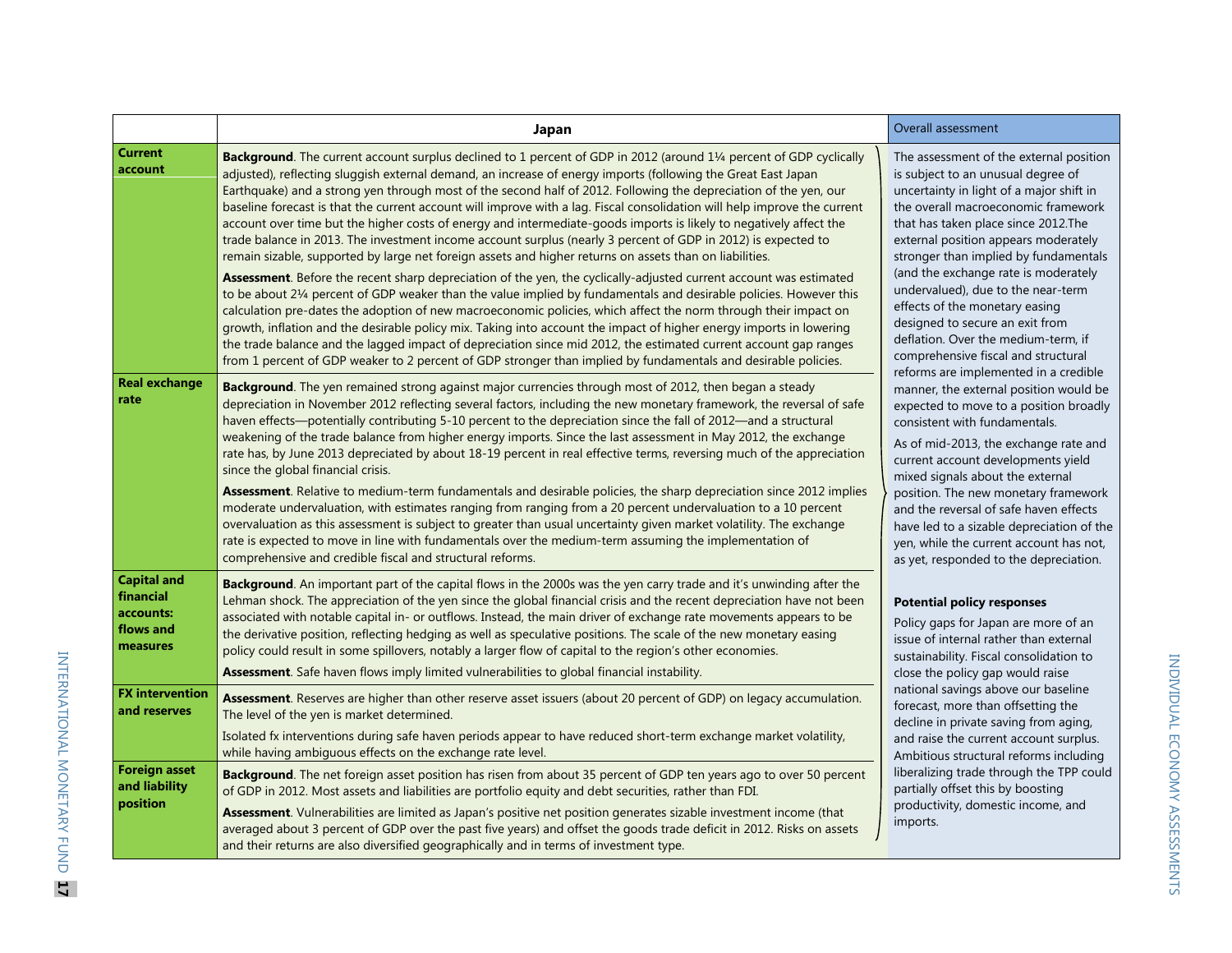| | Japan | Overall assessment |
|---|---|---|
| **Current account** | **Background**. The current account surplus declined to 1 percent of GDP in 2012 (around 1¼ percent of GDP cyclically adjusted), reflecting sluggish external demand, an increase of energy imports (following the Great East Japan Earthquake) and a strong yen through most of the second half of 2012. Following the depreciation of the yen, our baseline forecast is that the current account will improve with a lag. Fiscal consolidation will help improve the current account over time but the higher costs of energy and intermediate-goods imports is likely to negatively affect the trade balance in 2013. The investment income account surplus (nearly 3 percent of GDP in 2012) is expected to remain sizable, supported by large net foreign assets and higher returns on assets than on liabilities.<br><br>**Assessment**. Before the recent sharp depreciation of the yen, the cyclically-adjusted current account was estimated to be about 2¼ percent of GDP weaker than the value implied by fundamentals and desirable policies. However this calculation pre-dates the adoption of new macroeconomic policies, which affect the norm through their impact on growth, inflation and the desirable policy mix. Taking into account the impact of higher energy imports in lowering the trade balance and the lagged impact of depreciation since mid 2012, the estimated current account gap ranges from 1 percent of GDP weaker to 2 percent of GDP stronger than implied by fundamentals and desirable policies. | The assessment of the external position is subject to an unusual degree of uncertainty in light of a major shift in the overall macroeconomic framework that has taken place since 2012.The external position appears moderately stronger than implied by fundamentals (and the exchange rate is moderately undervalued), due to the near-term effects of the monetary easing designed to secure an exit from deflation. Over the medium-term, if comprehensive fiscal and structural reforms are implemented in a credible manner, the external position would be expected to move to a position broadly consistent with fundamentals.<br><br>As of mid-2013, the exchange rate and current account developments yield mixed signals about the external position. The new monetary framework and the reversal of safe haven effects have led to a sizable depreciation of the yen, while the current account has not, as yet, responded to the depreciation. |
| **Real exchange rate** | **Background**. The yen remained strong against major currencies through most of 2012, then began a steady depreciation in November 2012 reflecting several factors, including the new monetary framework, the reversal of safe haven effects—potentially contributing 5-10 percent to the depreciation since the fall of 2012—and a structural weakening of the trade balance from higher energy imports. Since the last assessment in May 2012, the exchange rate has, by June 2013 depreciated by about 18-19 percent in real effective terms, reversing much of the appreciation since the global financial crisis.<br><br>**Assessment**. Relative to medium-term fundamentals and desirable policies, the sharp depreciation since 2012 implies moderate undervaluation, with estimates ranging from ranging from a 20 percent undervaluation to a 10 percent overvaluation as this assessment is subject to greater than usual uncertainty given market volatility. The exchange rate is expected to move in line with fundamentals over the medium-term assuming the implementation of comprehensive and credible fiscal and structural reforms. | |
| **Capital and financial accounts: flows and measures** | **Background**. An important part of the capital flows in the 2000s was the yen carry trade and it's unwinding after the Lehman shock. The appreciation of the yen since the global financial crisis and the recent depreciation have not been associated with notable capital in- or outflows. Instead, the main driver of exchange rate movements appears to be the derivative position, reflecting hedging as well as speculative positions. The scale of the new monetary easing policy could result in some spillovers, notably a larger flow of capital to the region's other economies.<br><br>**Assessment**. Safe haven flows imply limited vulnerabilities to global financial instability. | **Potential policy responses**<br><br>Policy gaps for Japan are more of an issue of internal rather than external sustainability. Fiscal consolidation to close the policy gap would raise national savings above our baseline forecast, more than offsetting the decline in private saving from aging, and raise the current account surplus. Ambitious structural reforms including liberalizing trade through the TPP could partially offset this by boosting productivity, domestic income, and imports. |
| **FX intervention and reserves** | **Assessment**. Reserves are higher than other reserve asset issuers (about 20 percent of GDP) on legacy accumulation. The level of the yen is market determined.<br><br>Isolated fx interventions during safe haven periods appear to have reduced short-term exchange market volatility, while having ambiguous effects on the exchange rate level. | |
| **Foreign asset and liability position** | **Background**. The net foreign asset position has risen from about 35 percent of GDP ten years ago to over 50 percent of GDP in 2012. Most assets and liabilities are portfolio equity and debt securities, rather than FDI.<br><br>**Assessment**. Vulnerabilities are limited as Japan's positive net position generates sizable investment income (that averaged about 3 percent of GDP over the past five years) and offset the goods trade deficit in 2012. Risks on assets and their returns are also diversified geographically and in terms of investment type. | |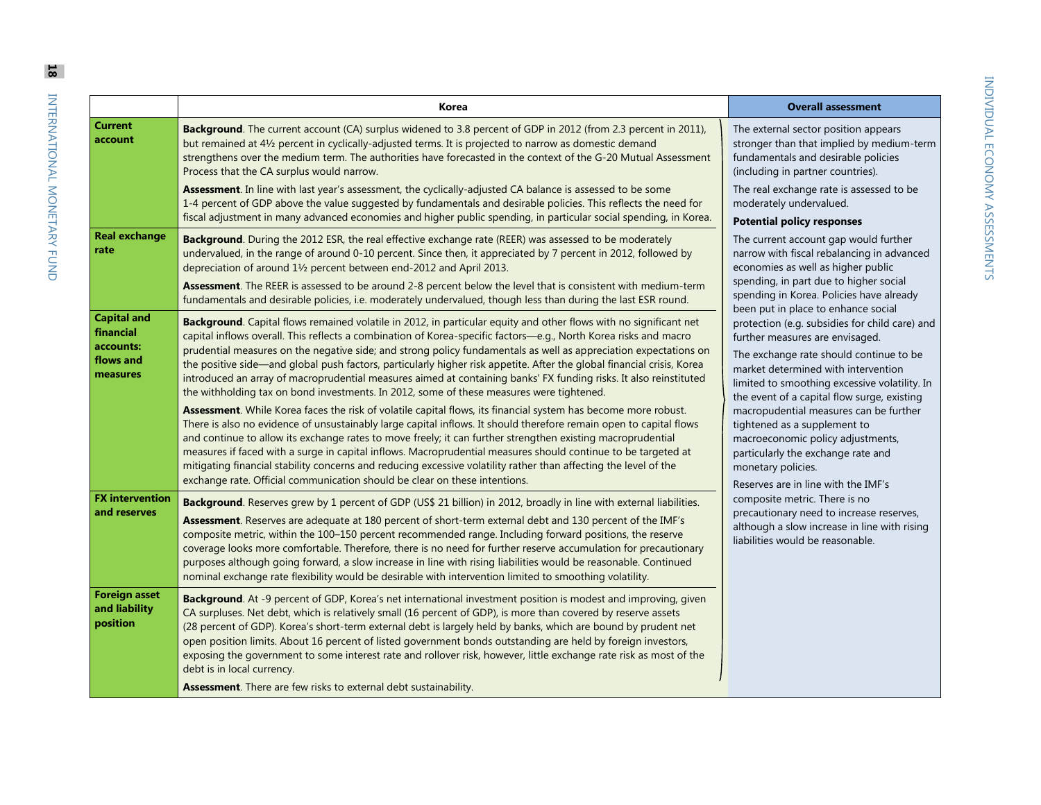| | Korea | Overall assessment |
|---|---|---|
| **Current account** | **Background**. The current account (CA) surplus widened to 3.8 percent of GDP in 2012 (from 2.3 percent in 2011), but remained at 4½ percent in cyclically-adjusted terms. It is projected to narrow as domestic demand strengthens over the medium term. The authorities have forecasted in the context of the G-20 Mutual Assessment Process that the CA surplus would narrow.<br><br>**Assessment**. In line with last year's assessment, the cyclically-adjusted CA balance is assessed to be some 1-4 percent of GDP above the value suggested by fundamentals and desirable policies. This reflects the need for fiscal adjustment in many advanced economies and higher public spending, in particular social spending, in Korea. | The external sector position appears stronger than that implied by medium-term fundamentals and desirable policies (including in partner countries).<br><br>The real exchange rate is assessed to be moderately undervalued.<br><br>**Potential policy responses**<br><br>The current account gap would further narrow with fiscal rebalancing in advanced economies as well as higher public spending, in part due to higher social spending in Korea. Policies have already been put in place to enhance social protection (e.g. subsidies for child care) and further measures are envisaged.<br><br>The exchange rate should continue to be market determined with intervention limited to smoothing excessive volatility. In the event of a capital flow surge, existing macropudential measures can be further tightened as a supplement to macroeconomic policy adjustments, particularly the exchange rate and monetary policies.<br><br>Reserves are in line with the IMF's composite metric. There is no precautionary need to increase reserves, although a slow increase in line with rising liabilities would be reasonable. |
| **Real exchange rate** | **Background**. During the 2012 ESR, the real effective exchange rate (REER) was assessed to be moderately undervalued, in the range of around 0-10 percent. Since then, it appreciated by 7 percent in 2012, followed by depreciation of around 1½ percent between end-2012 and April 2013.<br><br>**Assessment**. The REER is assessed to be around 2-8 percent below the level that is consistent with medium-term fundamentals and desirable policies, i.e. moderately undervalued, though less than during the last ESR round. | |
| **Capital and financial accounts: flows and measures** | **Background**. Capital flows remained volatile in 2012, in particular equity and other flows with no significant net capital inflows overall. This reflects a combination of Korea-specific factors—e.g., North Korea risks and macro prudential measures on the negative side; and strong policy fundamentals as well as appreciation expectations on the positive side—and global push factors, particularly higher risk appetite. After the global financial crisis, Korea introduced an array of macroprudential measures aimed at containing banks' FX funding risks. It also reinstituted the withholding tax on bond investments. In 2012, some of these measures were tightened.<br><br>**Assessment**. While Korea faces the risk of volatile capital flows, its financial system has become more robust. There is also no evidence of unsustainably large capital inflows. It should therefore remain open to capital flows and continue to allow its exchange rates to move freely; it can further strengthen existing macroprudential measures if faced with a surge in capital inflows. Macroprudential measures should continue to be targeted at mitigating financial stability concerns and reducing excessive volatility rather than affecting the level of the exchange rate. Official communication should be clear on these intentions. | |
| **FX intervention and reserves** | **Background**. Reserves grew by 1 percent of GDP (US$ 21 billion) in 2012, broadly in line with external liabilities.<br><br>**Assessment**. Reserves are adequate at 180 percent of short-term external debt and 130 percent of the IMF's composite metric, within the 100–150 percent recommended range. Including forward positions, the reserve coverage looks more comfortable. Therefore, there is no need for further reserve accumulation for precautionary purposes although going forward, a slow increase in line with rising liabilities would be reasonable. Continued nominal exchange rate flexibility would be desirable with intervention limited to smoothing volatility. | |
| **Foreign asset and liability position** | **Background**. At -9 percent of GDP, Korea's net international investment position is modest and improving, given CA surpluses. Net debt, which is relatively small (16 percent of GDP), is more than covered by reserve assets (28 percent of GDP). Korea's short-term external debt is largely held by banks, which are bound by prudent net open position limits. About 16 percent of listed government bonds outstanding are held by foreign investors, exposing the government to some interest rate and rollover risk, however, little exchange rate risk as most of the debt is in local currency.<br><br>**Assessment**. There are few risks to external debt sustainability. | |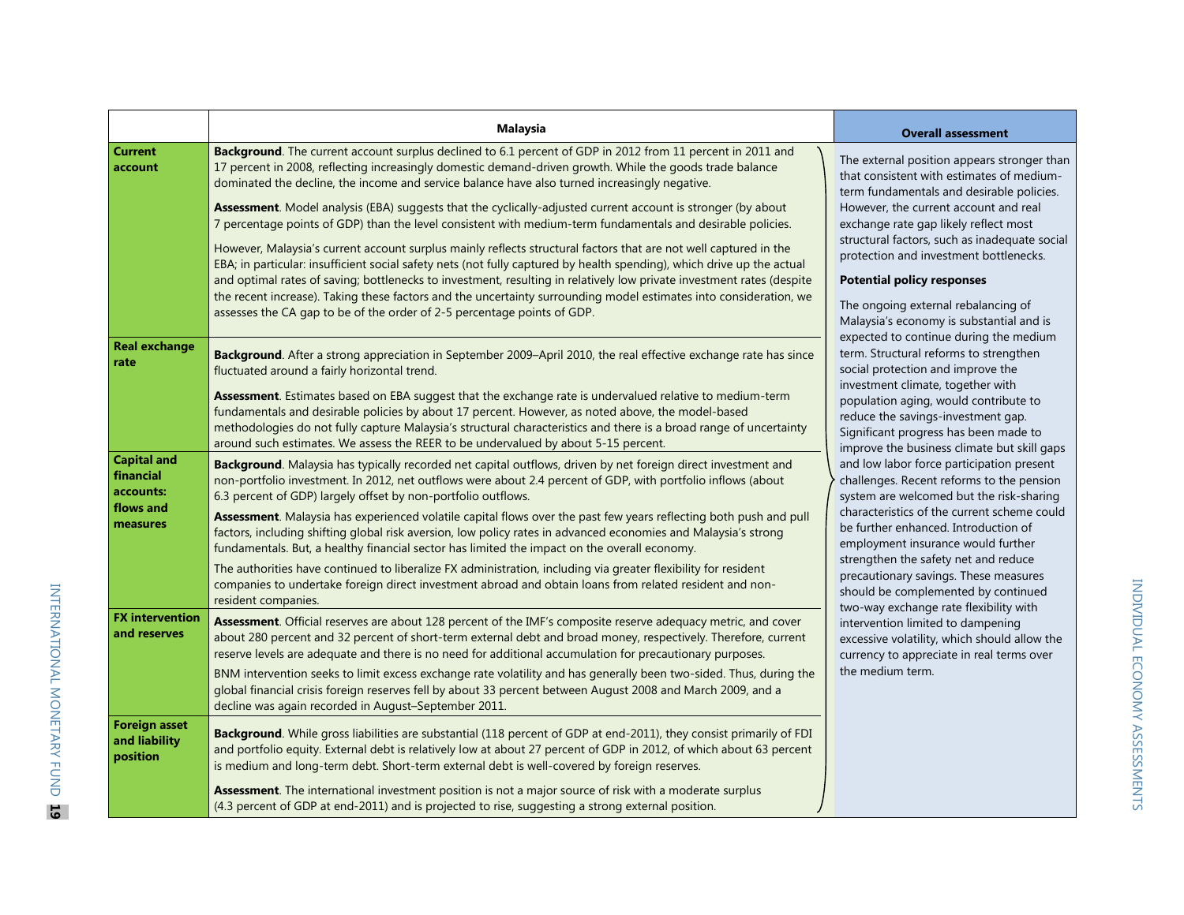| | Malaysia | Overall assessment |
|---|---|---|
| **Current account** | **Background**. The current account surplus declined to 6.1 percent of GDP in 2012 from 11 percent in 2011 and 17 percent in 2008, reflecting increasingly domestic demand-driven growth. While the goods trade balance dominated the decline, the income and service balance have also turned increasingly negative.<br><br>**Assessment**. Model analysis (EBA) suggests that the cyclically-adjusted current account is stronger (by about 7 percentage points of GDP) than the level consistent with medium-term fundamentals and desirable policies.<br><br>However, Malaysia's current account surplus mainly reflects structural factors that are not well captured in the EBA; in particular: insufficient social safety nets (not fully captured by health spending), which drive up the actual and optimal rates of saving; bottlenecks to investment, resulting in relatively low private investment rates (despite the recent increase). Taking these factors and the uncertainty surrounding model estimates into consideration, we assesses the CA gap to be of the order of 2-5 percentage points of GDP. | The external position appears stronger than that consistent with estimates of medium-term fundamentals and desirable policies. However, the current account and real exchange rate gap likely reflect most structural factors, such as inadequate social protection and investment bottlenecks.<br><br>**Potential policy responses**<br><br>The ongoing external rebalancing of Malaysia's economy is substantial and is expected to continue during the medium term. Structural reforms to strengthen social protection and improve the investment climate, together with population aging, would contribute to reduce the savings-investment gap. Significant progress has been made to improve the business climate but skill gaps and low labor force participation present challenges. Recent reforms to the pension system are welcomed but the risk-sharing characteristics of the current scheme could be further enhanced. Introduction of employment insurance would further strengthen the safety net and reduce precautionary savings. These measures should be complemented by continued two-way exchange rate flexibility with intervention limited to dampening excessive volatility, which should allow the currency to appreciate in real terms over the medium term. |
| **Real exchange rate** | **Background**. After a strong appreciation in September 2009–April 2010, the real effective exchange rate has since fluctuated around a fairly horizontal trend.<br><br>**Assessment**. Estimates based on EBA suggest that the exchange rate is undervalued relative to medium-term fundamentals and desirable policies by about 17 percent. However, as noted above, the model-based methodologies do not fully capture Malaysia's structural characteristics and there is a broad range of uncertainty around such estimates. We assess the REER to be undervalued by about 5-15 percent. | |
| **Capital and financial accounts: flows and measures** | **Background**. Malaysia has typically recorded net capital outflows, driven by net foreign direct investment and non-portfolio investment. In 2012, net outflows were about 2.4 percent of GDP, with portfolio inflows (about 6.3 percent of GDP) largely offset by non-portfolio outflows.<br><br>**Assessment**. Malaysia has experienced volatile capital flows over the past few years reflecting both push and pull factors, including shifting global risk aversion, low policy rates in advanced economies and Malaysia's strong fundamentals. But, a healthy financial sector has limited the impact on the overall economy.<br><br>The authorities have continued to liberalize FX administration, including via greater flexibility for resident companies to undertake foreign direct investment abroad and obtain loans from related resident and non-resident companies. | |
| **FX intervention and reserves** | **Assessment**. Official reserves are about 128 percent of the IMF's composite reserve adequacy metric, and cover about 280 percent and 32 percent of short-term external debt and broad money, respectively. Therefore, current reserve levels are adequate and there is no need for additional accumulation for precautionary purposes.<br><br>BNM intervention seeks to limit excess exchange rate volatility and has generally been two-sided. Thus, during the global financial crisis foreign reserves fell by about 33 percent between August 2008 and March 2009, and a decline was again recorded in August–September 2011. | |
| **Foreign asset and liability position** | **Background**. While gross liabilities are substantial (118 percent of GDP at end-2011), they consist primarily of FDI and portfolio equity. External debt is relatively low at about 27 percent of GDP in 2012, of which about 63 percent is medium and long-term debt. Short-term external debt is well-covered by foreign reserves.<br><br>**Assessment**. The international investment position is not a major source of risk with a moderate surplus (4.3 percent of GDP at end-2011) and is projected to rise, suggesting a strong external position. | |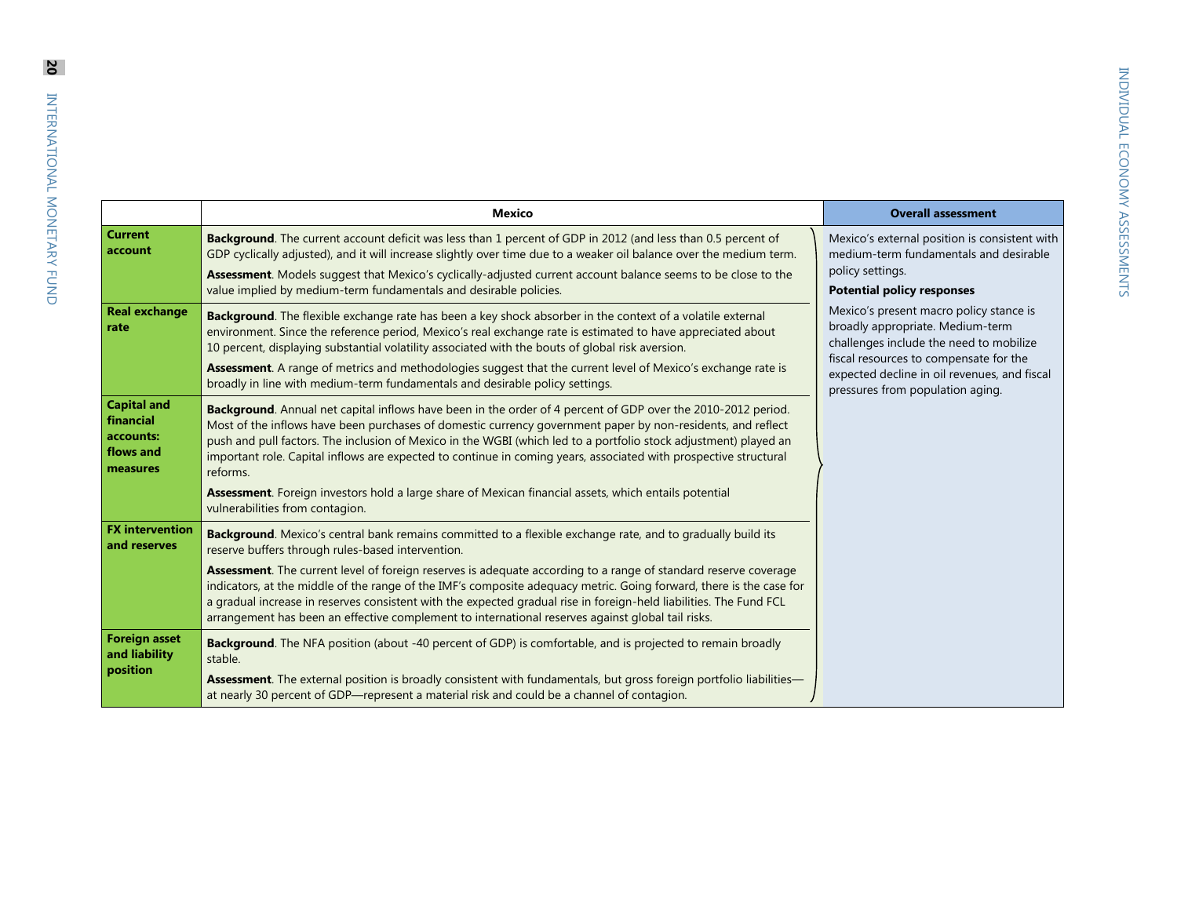| | Mexico | Overall assessment |
|---|---|---|
| **Current account** | **Background**. The current account deficit was less than 1 percent of GDP in 2012 (and less than 0.5 percent of GDP cyclically adjusted), and it will increase slightly over time due to a weaker oil balance over the medium term.<br><br>**Assessment**. Models suggest that Mexico's cyclically-adjusted current account balance seems to be close to the value implied by medium-term fundamentals and desirable policies. | Mexico's external position is consistent with medium-term fundamentals and desirable policy settings.<br><br>**Potential policy responses**<br><br>Mexico's present macro policy stance is broadly appropriate. Medium-term challenges include the need to mobilize fiscal resources to compensate for the expected decline in oil revenues, and fiscal pressures from population aging. |
| **Real exchange rate** | **Background**. The flexible exchange rate has been a key shock absorber in the context of a volatile external environment. Since the reference period, Mexico's real exchange rate is estimated to have appreciated about 10 percent, displaying substantial volatility associated with the bouts of global risk aversion.<br><br>**Assessment**. A range of metrics and methodologies suggest that the current level of Mexico's exchange rate is broadly in line with medium-term fundamentals and desirable policy settings. | |
| **Capital and financial accounts: flows and measures** | **Background**. Annual net capital inflows have been in the order of 4 percent of GDP over the 2010-2012 period. Most of the inflows have been purchases of domestic currency government paper by non-residents, and reflect push and pull factors. The inclusion of Mexico in the WGBI (which led to a portfolio stock adjustment) played an important role. Capital inflows are expected to continue in coming years, associated with prospective structural reforms.<br><br>**Assessment**. Foreign investors hold a large share of Mexican financial assets, which entails potential vulnerabilities from contagion. | |
| **FX intervention and reserves** | **Background**. Mexico's central bank remains committed to a flexible exchange rate, and to gradually build its reserve buffers through rules-based intervention.<br><br>**Assessment**. The current level of foreign reserves is adequate according to a range of standard reserve coverage indicators, at the middle of the range of the IMF's composite adequacy metric. Going forward, there is the case for a gradual increase in reserves consistent with the expected gradual rise in foreign-held liabilities. The Fund FCL arrangement has been an effective complement to international reserves against global tail risks. | |
| **Foreign asset and liability position** | **Background**. The NFA position (about -40 percent of GDP) is comfortable, and is projected to remain broadly stable.<br><br>**Assessment**. The external position is broadly consistent with fundamentals, but gross foreign portfolio liabilities—at nearly 30 percent of GDP—represent a material risk and could be a channel of contagion. | |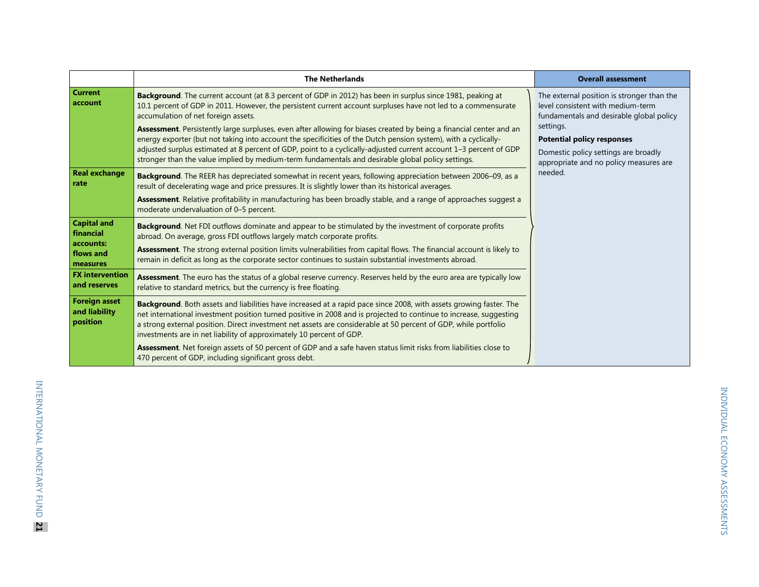| | The Netherlands | Overall assessment |
|---|---|---|
| **Current account** | **Background**. The current account (at 8.3 percent of GDP in 2012) has been in surplus since 1981, peaking at 10.1 percent of GDP in 2011. However, the persistent current account surpluses have not led to a commensurate accumulation of net foreign assets.<br><br>**Assessment**. Persistently large surpluses, even after allowing for biases created by being a financial center and an energy exporter (but not taking into account the specificities of the Dutch pension system), with a cyclically-adjusted surplus estimated at 8 percent of GDP, point to a cyclically-adjusted current account 1–3 percent of GDP stronger than the value implied by medium-term fundamentals and desirable global policy settings. | The external position is stronger than the level consistent with medium-term fundamentals and desirable global policy settings.<br><br>**Potential policy responses**<br><br>Domestic policy settings are broadly appropriate and no policy measures are needed. |
| **Real exchange rate** | **Background**. The REER has depreciated somewhat in recent years, following appreciation between 2006–09, as a result of decelerating wage and price pressures. It is slightly lower than its historical averages.<br><br>**Assessment**. Relative profitability in manufacturing has been broadly stable, and a range of approaches suggest a moderate undervaluation of 0–5 percent. | |
| **Capital and financial accounts: flows and measures** | **Background**. Net FDI outflows dominate and appear to be stimulated by the investment of corporate profits abroad. On average, gross FDI outflows largely match corporate profits.<br><br>**Assessment**. The strong external position limits vulnerabilities from capital flows. The financial account is likely to remain in deficit as long as the corporate sector continues to sustain substantial investments abroad. | |
| **FX intervention and reserves** | **Assessment**. The euro has the status of a global reserve currency. Reserves held by the euro area are typically low relative to standard metrics, but the currency is free floating. | |
| **Foreign asset and liability position** | **Background**. Both assets and liabilities have increased at a rapid pace since 2008, with assets growing faster. The net international investment position turned positive in 2008 and is projected to continue to increase, suggesting a strong external position. Direct investment net assets are considerable at 50 percent of GDP, while portfolio investments are in net liability of approximately 10 percent of GDP.<br><br>**Assessment**. Net foreign assets of 50 percent of GDP and a safe haven status limit risks from liabilities close to 470 percent of GDP, including significant gross debt. | |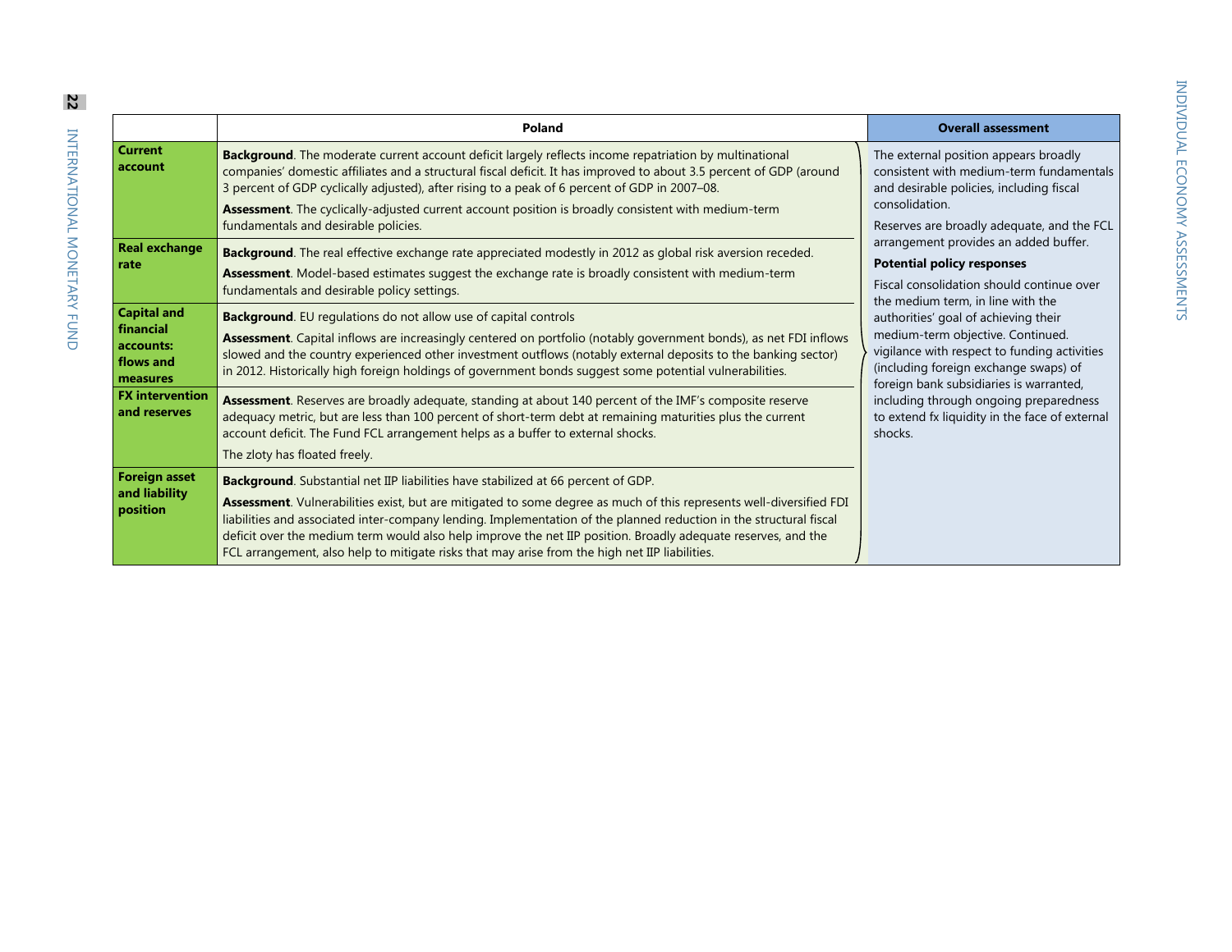| | Poland | Overall assessment |
|---|---|---|
| **Current account** | **Background**. The moderate current account deficit largely reflects income repatriation by multinational companies' domestic affiliates and a structural fiscal deficit. It has improved to about 3.5 percent of GDP (around 3 percent of GDP cyclically adjusted), after rising to a peak of 6 percent of GDP in 2007–08. **Assessment**. The cyclically-adjusted current account position is broadly consistent with medium-term fundamentals and desirable policies. | The external position appears broadly consistent with medium-term fundamentals and desirable policies, including fiscal consolidation. Reserves are broadly adequate, and the FCL arrangement provides an added buffer. **Potential policy responses** Fiscal consolidation should continue over the medium term, in line with the authorities' goal of achieving their medium-term objective. Continued. vigilance with respect to funding activities (including foreign exchange swaps) of foreign bank subsidiaries is warranted, including through ongoing preparedness to extend fx liquidity in the face of external shocks. |
| **Real exchange rate** | **Background**. The real effective exchange rate appreciated modestly in 2012 as global risk aversion receded. **Assessment**. Model-based estimates suggest the exchange rate is broadly consistent with medium-term fundamentals and desirable policy settings. | |
| **Capital and financial accounts: flows and measures** | **Background**. EU regulations do not allow use of capital controls **Assessment**. Capital inflows are increasingly centered on portfolio (notably government bonds), as net FDI inflows slowed and the country experienced other investment outflows (notably external deposits to the banking sector) in 2012. Historically high foreign holdings of government bonds suggest some potential vulnerabilities. | |
| **FX intervention and reserves** | **Assessment**. Reserves are broadly adequate, standing at about 140 percent of the IMF's composite reserve adequacy metric, but are less than 100 percent of short-term debt at remaining maturities plus the current account deficit. The Fund FCL arrangement helps as a buffer to external shocks. The zloty has floated freely. | |
| **Foreign asset and liability position** | **Background**. Substantial net IIP liabilities have stabilized at 66 percent of GDP. **Assessment**. Vulnerabilities exist, but are mitigated to some degree as much of this represents well-diversified FDI liabilities and associated inter-company lending. Implementation of the planned reduction in the structural fiscal deficit over the medium term would also help improve the net IIP position. Broadly adequate reserves, and the FCL arrangement, also help to mitigate risks that may arise from the high net IIP liabilities. | |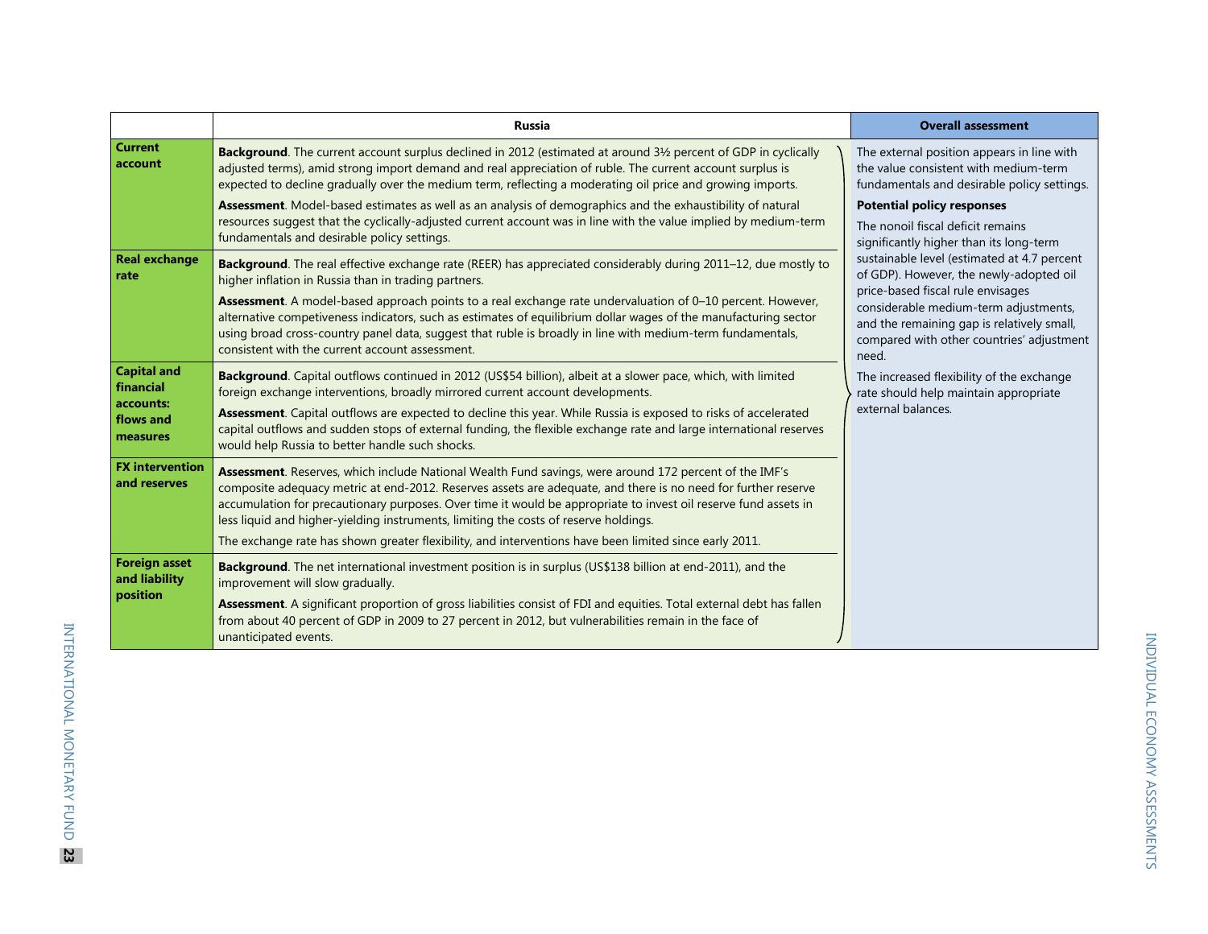| | Russia | Overall assessment |
|---|---|---|
| **Current account** | **Background**. The current account surplus declined in 2012 (estimated at around 3½ percent of GDP in cyclically adjusted terms), amid strong import demand and real appreciation of ruble. The current account surplus is expected to decline gradually over the medium term, reflecting a moderating oil price and growing imports.<br><br>**Assessment**. Model-based estimates as well as an analysis of demographics and the exhaustibility of natural resources suggest that the cyclically-adjusted current account was in line with the value implied by medium-term fundamentals and desirable policy settings. | The external position appears in line with the value consistent with medium-term fundamentals and desirable policy settings.<br><br>**Potential policy responses**<br><br>The nonoil fiscal deficit remains significantly higher than its long-term sustainable level (estimated at 4.7 percent of GDP). However, the newly-adopted oil price-based fiscal rule envisages considerable medium-term adjustments, and the remaining gap is relatively small, compared with other countries' adjustment need.<br><br>The increased flexibility of the exchange rate should help maintain appropriate external balances. |
| **Real exchange rate** | **Background**. The real effective exchange rate (REER) has appreciated considerably during 2011–12, due mostly to higher inflation in Russia than in trading partners.<br><br>**Assessment**. A model-based approach points to a real exchange rate undervaluation of 0–10 percent. However, alternative competiveness indicators, such as estimates of equilibrium dollar wages of the manufacturing sector using broad cross-country panel data, suggest that ruble is broadly in line with medium-term fundamentals, consistent with the current account assessment. | |
| **Capital and financial accounts: flows and measures** | **Background**. Capital outflows continued in 2012 (US$54 billion), albeit at a slower pace, which, with limited foreign exchange interventions, broadly mirrored current account developments.<br><br>**Assessment**. Capital outflows are expected to decline this year. While Russia is exposed to risks of accelerated capital outflows and sudden stops of external funding, the flexible exchange rate and large international reserves would help Russia to better handle such shocks. | |
| **FX intervention and reserves** | **Assessment**. Reserves, which include National Wealth Fund savings, were around 172 percent of the IMF's composite adequacy metric at end-2012. Reserves assets are adequate, and there is no need for further reserve accumulation for precautionary purposes. Over time it would be appropriate to invest oil reserve fund assets in less liquid and higher-yielding instruments, limiting the costs of reserve holdings.<br><br>The exchange rate has shown greater flexibility, and interventions have been limited since early 2011. | |
| **Foreign asset and liability position** | **Background**. The net international investment position is in surplus (US$138 billion at end-2011), and the improvement will slow gradually.<br><br>**Assessment**. A significant proportion of gross liabilities consist of FDI and equities. Total external debt has fallen from about 40 percent of GDP in 2009 to 27 percent in 2012, but vulnerabilities remain in the face of unanticipated events. | |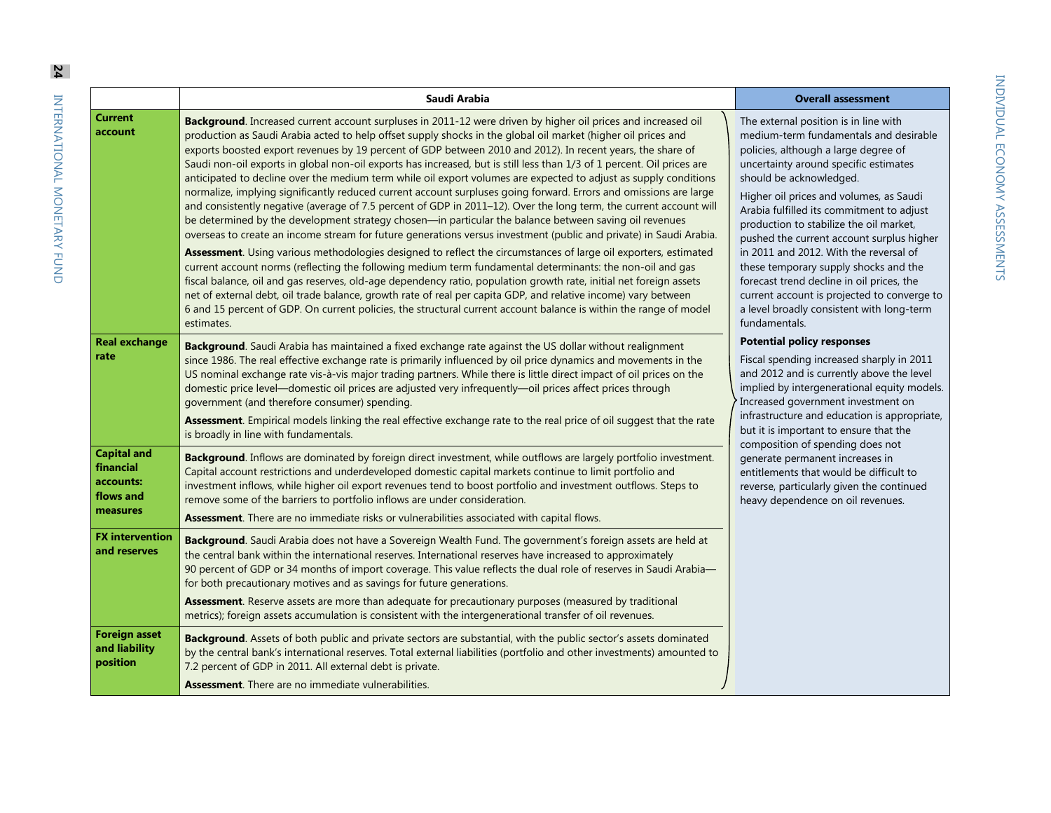| | Saudi Arabia | Overall assessment |
|---|---|---|
| **Current account** | **Background**. Increased current account surpluses in 2011-12 were driven by higher oil prices and increased oil production as Saudi Arabia acted to help offset supply shocks in the global oil market (higher oil prices and exports boosted export revenues by 19 percent of GDP between 2010 and 2012). In recent years, the share of Saudi non-oil exports in global non-oil exports has increased, but is still less than 1/3 of 1 percent. Oil prices are anticipated to decline over the medium term while oil export volumes are expected to adjust as supply conditions normalize, implying significantly reduced current account surpluses going forward. Errors and omissions are large and consistently negative (average of 7.5 percent of GDP in 2011–12). Over the long term, the current account will be determined by the development strategy chosen—in particular the balance between saving oil revenues overseas to create an income stream for future generations versus investment (public and private) in Saudi Arabia.<br><br>**Assessment**. Using various methodologies designed to reflect the circumstances of large oil exporters, estimated current account norms (reflecting the following medium term fundamental determinants: the non-oil and gas fiscal balance, oil and gas reserves, old-age dependency ratio, population growth rate, initial net foreign assets net of external debt, oil trade balance, growth rate of real per capita GDP, and relative income) vary between 6 and 15 percent of GDP. On current policies, the structural current account balance is within the range of model estimates. | The external position is in line with medium-term fundamentals and desirable policies, although a large degree of uncertainty around specific estimates should be acknowledged.<br><br>Higher oil prices and volumes, as Saudi Arabia fulfilled its commitment to adjust production to stabilize the oil market, pushed the current account surplus higher in 2011 and 2012. With the reversal of these temporary supply shocks and the forecast trend decline in oil prices, the current account is projected to converge to a level broadly consistent with long-term fundamentals.<br><br>**Potential policy responses**<br><br>Fiscal spending increased sharply in 2011 and 2012 and is currently above the level implied by intergenerational equity models. Increased government investment on infrastructure and education is appropriate, but it is important to ensure that the composition of spending does not generate permanent increases in entitlements that would be difficult to reverse, particularly given the continued heavy dependence on oil revenues. |
| **Real exchange rate** | **Background**. Saudi Arabia has maintained a fixed exchange rate against the US dollar without realignment since 1986. The real effective exchange rate is primarily influenced by oil price dynamics and movements in the US nominal exchange rate vis-à-vis major trading partners. While there is little direct impact of oil prices on the domestic price level—domestic oil prices are adjusted very infrequently—oil prices affect prices through government (and therefore consumer) spending.<br><br>**Assessment**. Empirical models linking the real effective exchange rate to the real price of oil suggest that the rate is broadly in line with fundamentals. | |
| **Capital and financial accounts: flows and measures** | **Background**. Inflows are dominated by foreign direct investment, while outflows are largely portfolio investment. Capital account restrictions and underdeveloped domestic capital markets continue to limit portfolio and investment inflows, while higher oil export revenues tend to boost portfolio and investment outflows. Steps to remove some of the barriers to portfolio inflows are under consideration.<br><br>**Assessment**. There are no immediate risks or vulnerabilities associated with capital flows. | |
| **FX intervention and reserves** | **Background**. Saudi Arabia does not have a Sovereign Wealth Fund. The government's foreign assets are held at the central bank within the international reserves. International reserves have increased to approximately 90 percent of GDP or 34 months of import coverage. This value reflects the dual role of reserves in Saudi Arabia—for both precautionary motives and as savings for future generations.<br><br>**Assessment**. Reserve assets are more than adequate for precautionary purposes (measured by traditional metrics); foreign assets accumulation is consistent with the intergenerational transfer of oil revenues. | |
| **Foreign asset and liability position** | **Background**. Assets of both public and private sectors are substantial, with the public sector's assets dominated by the central bank's international reserves. Total external liabilities (portfolio and other investments) amounted to 7.2 percent of GDP in 2011. All external debt is private.<br><br>**Assessment**. There are no immediate vulnerabilities. | |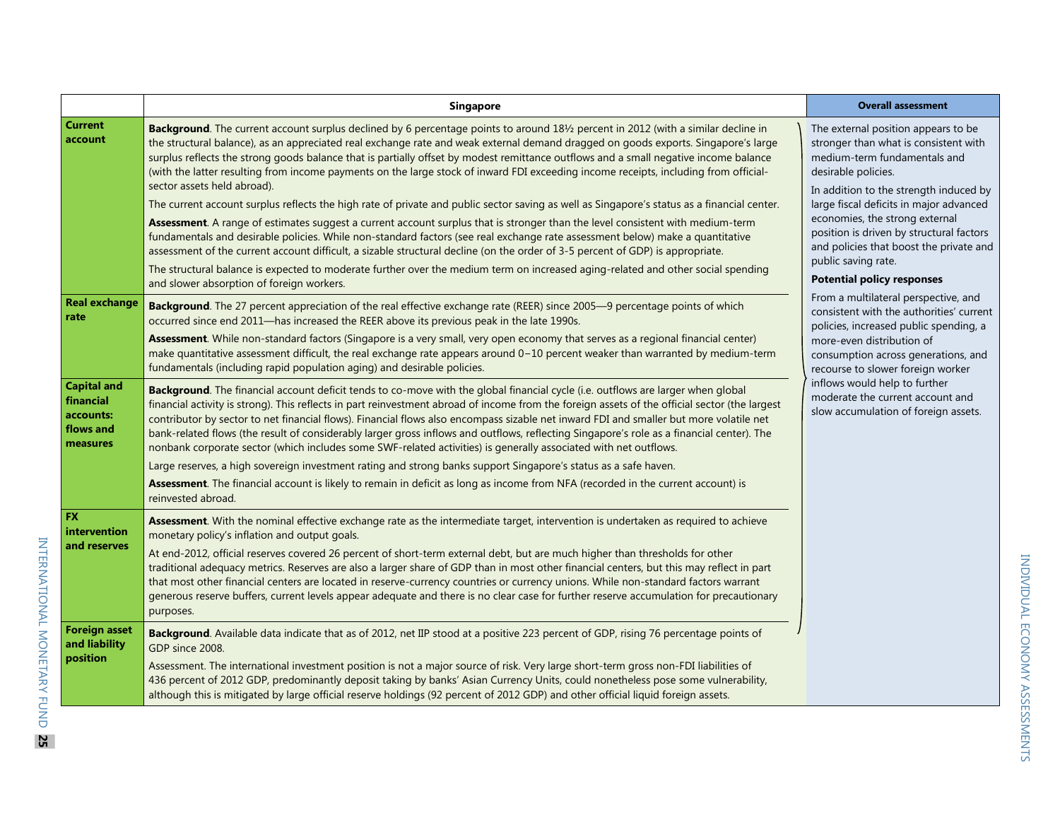| | Singapore | Overall assessment |
|---|---|---|
| **Current account** | **Background**. The current account surplus declined by 6 percentage points to around 18½ percent in 2012 (with a similar decline in the structural balance), as an appreciated real exchange rate and weak external demand dragged on goods exports. Singapore's large surplus reflects the strong goods balance that is partially offset by modest remittance outflows and a small negative income balance (with the latter resulting from income payments on the large stock of inward FDI exceeding income receipts, including from official-sector assets held abroad).<br><br>The current account surplus reflects the high rate of private and public sector saving as well as Singapore's status as a financial center.<br><br>**Assessment**. A range of estimates suggest a current account surplus that is stronger than the level consistent with medium-term fundamentals and desirable policies. While non-standard factors (see real exchange rate assessment below) make a quantitative assessment of the current account difficult, a sizable structural decline (on the order of 3-5 percent of GDP) is appropriate.<br><br>The structural balance is expected to moderate further over the medium term on increased aging-related and other social spending and slower absorption of foreign workers. | The external position appears to be stronger than what is consistent with medium-term fundamentals and desirable policies.<br><br>In addition to the strength induced by large fiscal deficits in major advanced economies, the strong external position is driven by structural factors and policies that boost the private and public saving rate.<br><br>**Potential policy responses**<br><br>From a multilateral perspective, and consistent with the authorities' current policies, increased public spending, a more-even distribution of consumption across generations, and recourse to slower foreign worker inflows would help to further moderate the current account and slow accumulation of foreign assets. |
| **Real exchange rate** | **Background**. The 27 percent appreciation of the real effective exchange rate (REER) since 2005—9 percentage points of which occurred since end 2011—has increased the REER above its previous peak in the late 1990s.<br><br>**Assessment**. While non-standard factors (Singapore is a very small, very open economy that serves as a regional financial center) make quantitative assessment difficult, the real exchange rate appears around 0–10 percent weaker than warranted by medium-term fundamentals (including rapid population aging) and desirable policies. | |
| **Capital and financial accounts: flows and measures** | **Background**. The financial account deficit tends to co-move with the global financial cycle (i.e. outflows are larger when global financial activity is strong). This reflects in part reinvestment abroad of income from the foreign assets of the official sector (the largest contributor by sector to net financial flows). Financial flows also encompass sizable net inward FDI and smaller but more volatile net bank-related flows (the result of considerably larger gross inflows and outflows, reflecting Singapore's role as a financial center). The nonbank corporate sector (which includes some SWF-related activities) is generally associated with net outflows.<br><br>Large reserves, a high sovereign investment rating and strong banks support Singapore's status as a safe haven.<br><br>**Assessment**. The financial account is likely to remain in deficit as long as income from NFA (recorded in the current account) is reinvested abroad. | |
| **FX intervention and reserves** | **Assessment**. With the nominal effective exchange rate as the intermediate target, intervention is undertaken as required to achieve monetary policy's inflation and output goals.<br><br>At end-2012, official reserves covered 26 percent of short-term external debt, but are much higher than thresholds for other traditional adequacy metrics. Reserves are also a larger share of GDP than in most other financial centers, but this may reflect in part that most other financial centers are located in reserve-currency countries or currency unions. While non-standard factors warrant generous reserve buffers, current levels appear adequate and there is no clear case for further reserve accumulation for precautionary purposes. | |
| **Foreign asset and liability position** | **Background**. Available data indicate that as of 2012, net IIP stood at a positive 223 percent of GDP, rising 76 percentage points of GDP since 2008.<br><br>Assessment. The international investment position is not a major source of risk. Very large short-term gross non-FDI liabilities of 436 percent of 2012 GDP, predominantly deposit taking by banks' Asian Currency Units, could nonetheless pose some vulnerability, although this is mitigated by large official reserve holdings (92 percent of 2012 GDP) and other official liquid foreign assets. | |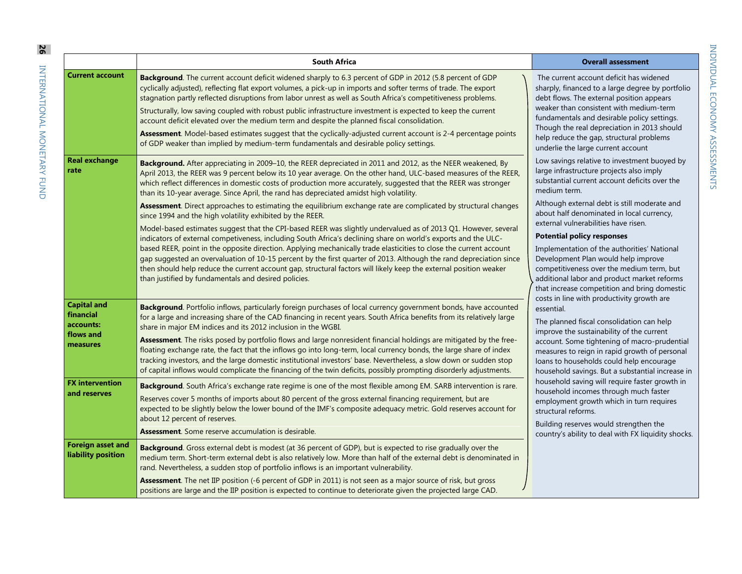| | South Africa | Overall assessment |
|---|---|---|
| **Current account** | **Background**. The current account deficit widened sharply to 6.3 percent of GDP in 2012 (5.8 percent of GDP cyclically adjusted), reflecting flat export volumes, a pick-up in imports and softer terms of trade. The export stagnation partly reflected disruptions from labor unrest as well as South Africa's competitiveness problems.<br><br>Structurally, low saving coupled with robust public infrastructure investment is expected to keep the current account deficit elevated over the medium term and despite the planned fiscal consolidation.<br><br>**Assessment**. Model-based estimates suggest that the cyclically-adjusted current account is 2-4 percentage points of GDP weaker than implied by medium-term fundamentals and desirable policy settings. | The current account deficit has widened sharply, financed to a large degree by portfolio debt flows. The external position appears weaker than consistent with medium-term fundamentals and desirable policy settings. Though the real depreciation in 2013 should help reduce the gap, structural problems underlie the large current account<br><br>Low savings relative to investment buoyed by large infrastructure projects also imply substantial current account deficits over the medium term.<br><br>Although external debt is still moderate and about half denominated in local currency, external vulnerabilities have risen.<br><br>**Potential policy responses**<br><br>Implementation of the authorities' National Development Plan would help improve competitiveness over the medium term, but additional labor and product market reforms that increase competition and bring domestic costs in line with productivity growth are essential.<br><br>The planned fiscal consolidation can help improve the sustainability of the current account. Some tightening of macro-prudential measures to reign in rapid growth of personal loans to households could help encourage household savings. But a substantial increase in household saving will require faster growth in household incomes through much faster employment growth which in turn requires structural reforms.<br><br>Building reserves would strengthen the country's ability to deal with FX liquidity shocks. |
| **Real exchange rate** | **Background.** After appreciating in 2009–10, the REER depreciated in 2011 and 2012, as the NEER weakened, By April 2013, the REER was 9 percent below its 10 year average. On the other hand, ULC-based measures of the REER, which reflect differences in domestic costs of production more accurately, suggested that the REER was stronger than its 10-year average. Since April, the rand has depreciated amidst high volatility.<br><br>**Assessment**. Direct approaches to estimating the equilibrium exchange rate are complicated by structural changes since 1994 and the high volatility exhibited by the REER.<br><br>Model-based estimates suggest that the CPI-based REER was slightly undervalued as of 2013 Q1. However, several indicators of external competiveness, including South Africa's declining share on world's exports and the ULC-based REER, point in the opposite direction. Applying mechanically trade elasticities to close the current account gap suggested an overvaluation of 10-15 percent by the first quarter of 2013. Although the rand depreciation since then should help reduce the current account gap, structural factors will likely keep the external position weaker than justified by fundamentals and desired policies. | |
| **Capital and financial accounts: flows and measures** | **Background**. Portfolio inflows, particularly foreign purchases of local currency government bonds, have accounted for a large and increasing share of the CAD financing in recent years. South Africa benefits from its relatively large share in major EM indices and its 2012 inclusion in the WGBI.<br><br>**Assessment**. The risks posed by portfolio flows and large nonresident financial holdings are mitigated by the free-floating exchange rate, the fact that the inflows go into long-term, local currency bonds, the large share of index tracking investors, and the large domestic institutional investors' base. Nevertheless, a slow down or sudden stop of capital inflows would complicate the financing of the twin deficits, possibly prompting disorderly adjustments. | |
| **FX intervention and reserves** | **Background**. South Africa's exchange rate regime is one of the most flexible among EM. SARB intervention is rare.<br><br>Reserves cover 5 months of imports about 80 percent of the gross external financing requirement, but are expected to be slightly below the lower bound of the IMF's composite adequacy metric. Gold reserves account for about 12 percent of reserves.<br><br>**Assessment**. Some reserve accumulation is desirable. | |
| **Foreign asset and liability position** | **Background**. Gross external debt is modest (at 36 percent of GDP), but is expected to rise gradually over the medium term. Short-term external debt is also relatively low. More than half of the external debt is denominated in rand. Nevertheless, a sudden stop of portfolio inflows is an important vulnerability.<br><br>**Assessment**. The net IIP position (-6 percent of GDP in 2011) is not seen as a major source of risk, but gross positions are large and the IIP position is expected to continue to deteriorate given the projected large CAD. | |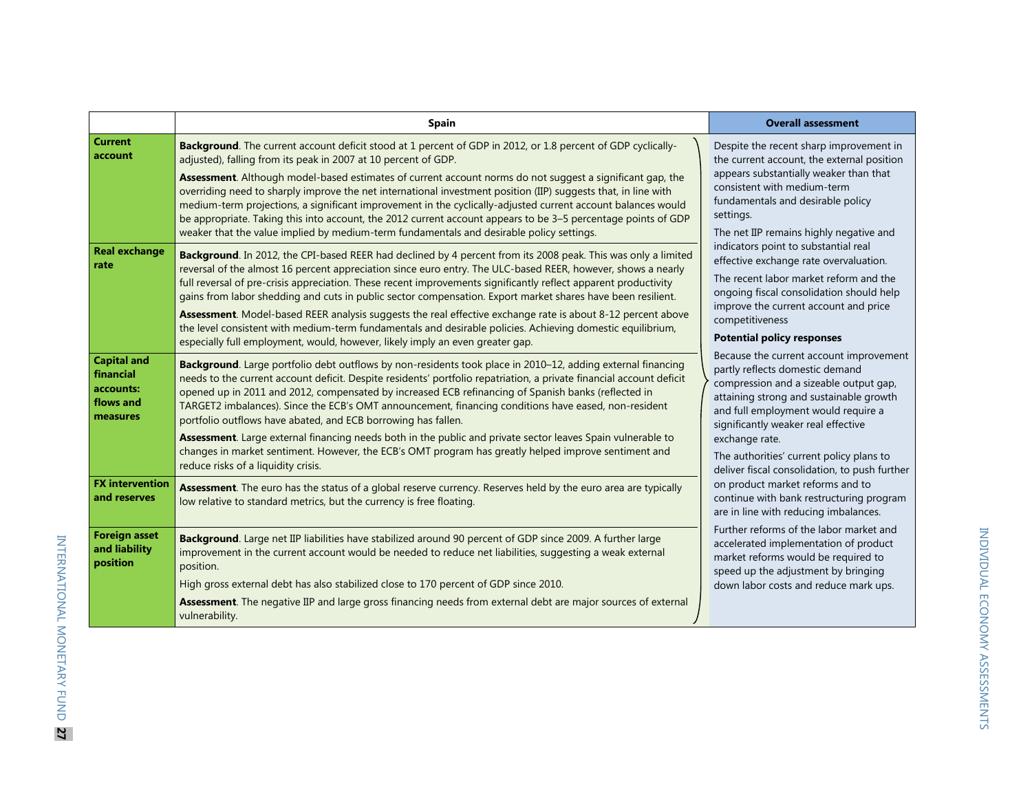| | Spain | Overall assessment |
|---|---|---|
| **Current account** | **Background**. The current account deficit stood at 1 percent of GDP in 2012, or 1.8 percent of GDP cyclically-adjusted), falling from its peak in 2007 at 10 percent of GDP. **Assessment**. Although model-based estimates of current account norms do not suggest a significant gap, the overriding need to sharply improve the net international investment position (IIP) suggests that, in line with medium-term projections, a significant improvement in the cyclically-adjusted current account balances would be appropriate. Taking this into account, the 2012 current account appears to be 3–5 percentage points of GDP weaker that the value implied by medium-term fundamentals and desirable policy settings. | Despite the recent sharp improvement in the current account, the external position appears substantially weaker than that consistent with medium-term fundamentals and desirable policy settings. The net IIP remains highly negative and indicators point to substantial real effective exchange rate overvaluation. The recent labor market reform and the ongoing fiscal consolidation should help improve the current account and price competitiveness **Potential policy responses** Because the current account improvement partly reflects domestic demand compression and a sizeable output gap, attaining strong and sustainable growth and full employment would require a significantly weaker real effective exchange rate. The authorities' current policy plans to deliver fiscal consolidation, to push further on product market reforms and to continue with bank restructuring program are in line with reducing imbalances. Further reforms of the labor market and accelerated implementation of product market reforms would be required to speed up the adjustment by bringing down labor costs and reduce mark ups. |
| **Real exchange rate** | **Background**. In 2012, the CPI-based REER had declined by 4 percent from its 2008 peak. This was only a limited reversal of the almost 16 percent appreciation since euro entry. The ULC-based REER, however, shows a nearly full reversal of pre-crisis appreciation. These recent improvements significantly reflect apparent productivity gains from labor shedding and cuts in public sector compensation. Export market shares have been resilient. **Assessment**. Model-based REER analysis suggests the real effective exchange rate is about 8-12 percent above the level consistent with medium-term fundamentals and desirable policies. Achieving domestic equilibrium, especially full employment, would, however, likely imply an even greater gap. | |
| **Capital and financial accounts: flows and measures** | **Background**. Large portfolio debt outflows by non-residents took place in 2010–12, adding external financing needs to the current account deficit. Despite residents' portfolio repatriation, a private financial account deficit opened up in 2011 and 2012, compensated by increased ECB refinancing of Spanish banks (reflected in TARGET2 imbalances). Since the ECB's OMT announcement, financing conditions have eased, non-resident portfolio outflows have abated, and ECB borrowing has fallen. **Assessment**. Large external financing needs both in the public and private sector leaves Spain vulnerable to changes in market sentiment. However, the ECB's OMT program has greatly helped improve sentiment and reduce risks of a liquidity crisis. | |
| **FX intervention and reserves** | **Assessment**. The euro has the status of a global reserve currency. Reserves held by the euro area are typically low relative to standard metrics, but the currency is free floating. | |
| **Foreign asset and liability position** | **Background**. Large net IIP liabilities have stabilized around 90 percent of GDP since 2009. A further large improvement in the current account would be needed to reduce net liabilities, suggesting a weak external position. High gross external debt has also stabilized close to 170 percent of GDP since 2010. **Assessment**. The negative IIP and large gross financing needs from external debt are major sources of external vulnerability. | |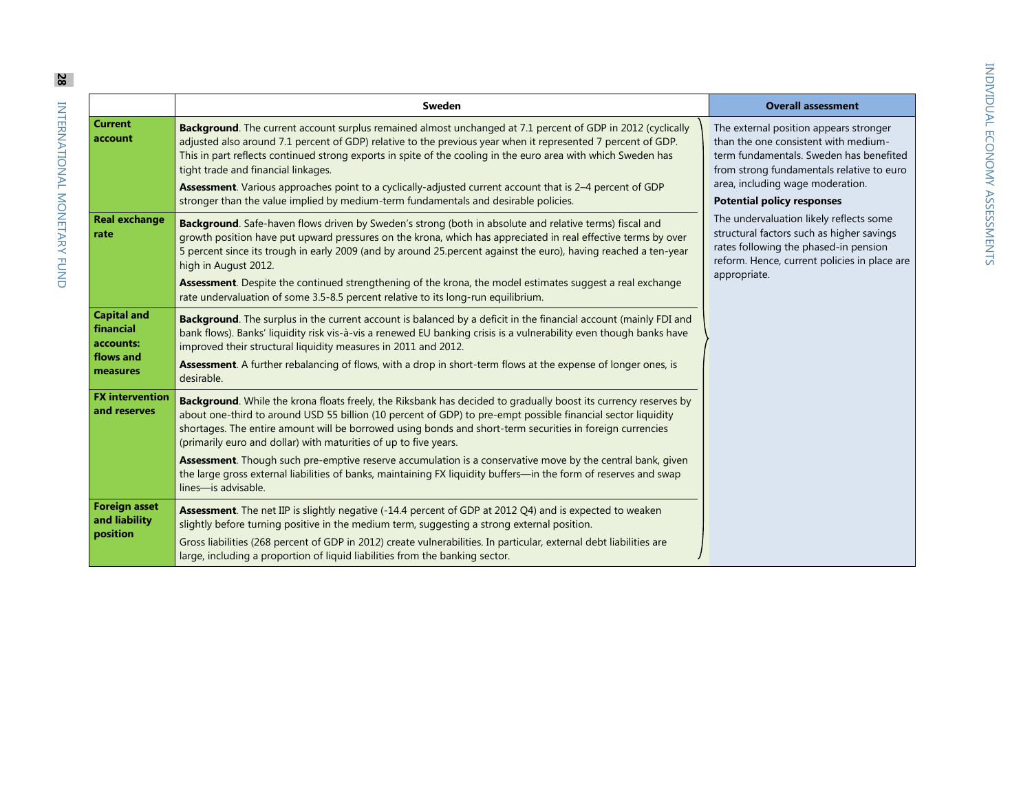| | Sweden | Overall assessment |
|---|---|---|
| **Current account** | **Background**. The current account surplus remained almost unchanged at 7.1 percent of GDP in 2012 (cyclically adjusted also around 7.1 percent of GDP) relative to the previous year when it represented 7 percent of GDP. This in part reflects continued strong exports in spite of the cooling in the euro area with which Sweden has tight trade and financial linkages.<br><br>**Assessment**. Various approaches point to a cyclically-adjusted current account that is 2–4 percent of GDP stronger than the value implied by medium-term fundamentals and desirable policies. | The external position appears stronger than the one consistent with medium-term fundamentals. Sweden has benefited from strong fundamentals relative to euro area, including wage moderation.<br><br>**Potential policy responses**<br><br>The undervaluation likely reflects some structural factors such as higher savings rates following the phased-in pension reform. Hence, current policies in place are appropriate. |
| **Real exchange rate** | **Background**. Safe-haven flows driven by Sweden's strong (both in absolute and relative terms) fiscal and growth position have put upward pressures on the krona, which has appreciated in real effective terms by over 5 percent since its trough in early 2009 (and by around 25.percent against the euro), having reached a ten-year high in August 2012.<br><br>**Assessment**. Despite the continued strengthening of the krona, the model estimates suggest a real exchange rate undervaluation of some 3.5-8.5 percent relative to its long-run equilibrium. | |
| **Capital and financial accounts: flows and measures** | **Background**. The surplus in the current account is balanced by a deficit in the financial account (mainly FDI and bank flows). Banks' liquidity risk vis-à-vis a renewed EU banking crisis is a vulnerability even though banks have improved their structural liquidity measures in 2011 and 2012.<br><br>**Assessment**. A further rebalancing of flows, with a drop in short-term flows at the expense of longer ones, is desirable. | |
| **FX intervention and reserves** | **Background**. While the krona floats freely, the Riksbank has decided to gradually boost its currency reserves by about one-third to around USD 55 billion (10 percent of GDP) to pre-empt possible financial sector liquidity shortages. The entire amount will be borrowed using bonds and short-term securities in foreign currencies (primarily euro and dollar) with maturities of up to five years.<br><br>**Assessment**. Though such pre-emptive reserve accumulation is a conservative move by the central bank, given the large gross external liabilities of banks, maintaining FX liquidity buffers—in the form of reserves and swap lines—is advisable. | |
| **Foreign asset and liability position** | **Assessment**. The net IIP is slightly negative (-14.4 percent of GDP at 2012 Q4) and is expected to weaken slightly before turning positive in the medium term, suggesting a strong external position.<br><br>Gross liabilities (268 percent of GDP in 2012) create vulnerabilities. In particular, external debt liabilities are large, including a proportion of liquid liabilities from the banking sector. | |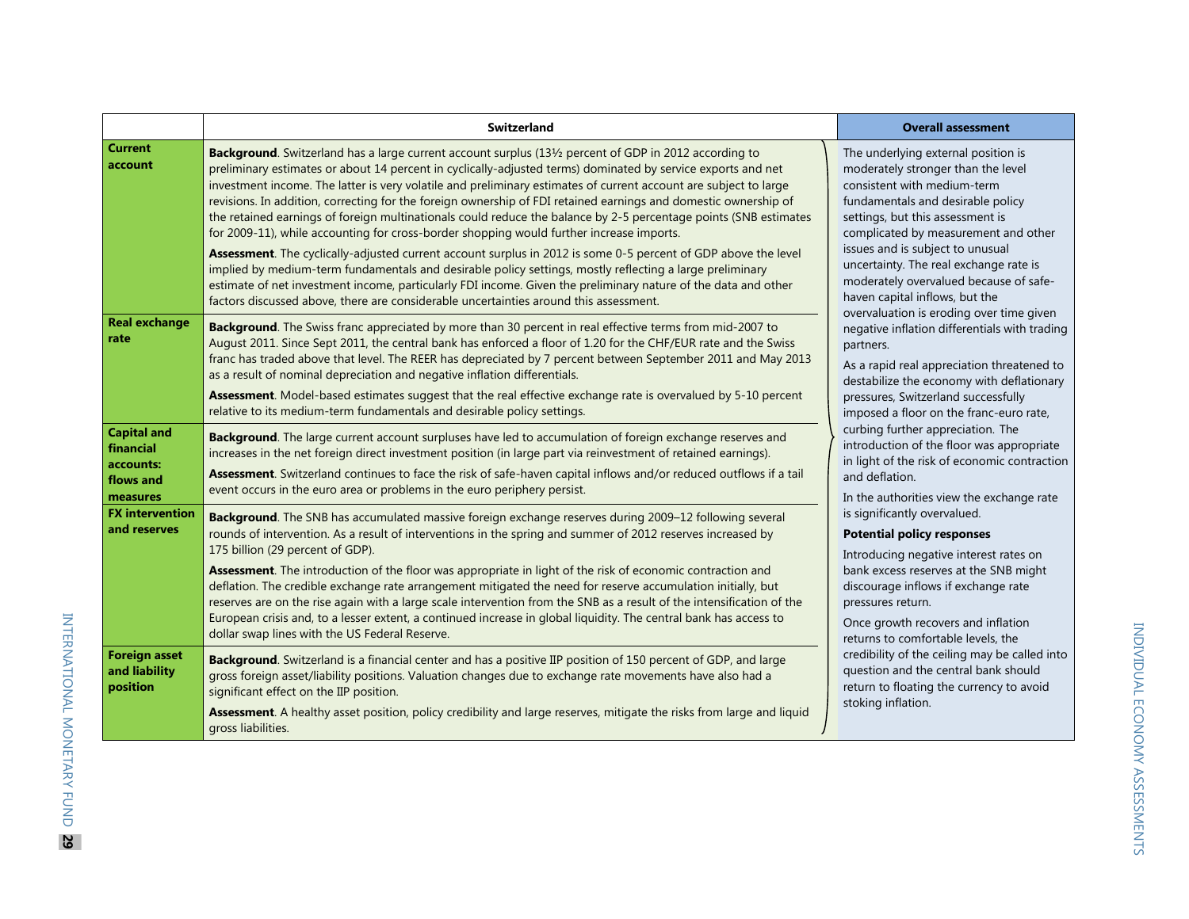| | Switzerland | Overall assessment |
|---|---|---|
| **Current account** | **Background**. Switzerland has a large current account surplus (13½ percent of GDP in 2012 according to preliminary estimates or about 14 percent in cyclically-adjusted terms) dominated by service exports and net investment income. The latter is very volatile and preliminary estimates of current account are subject to large revisions. In addition, correcting for the foreign ownership of FDI retained earnings and domestic ownership of the retained earnings of foreign multinationals could reduce the balance by 2-5 percentage points (SNB estimates for 2009-11), while accounting for cross-border shopping would further increase imports.<br><br>**Assessment**. The cyclically-adjusted current account surplus in 2012 is some 0-5 percent of GDP above the level implied by medium-term fundamentals and desirable policy settings, mostly reflecting a large preliminary estimate of net investment income, particularly FDI income. Given the preliminary nature of the data and other factors discussed above, there are considerable uncertainties around this assessment. | The underlying external position is moderately stronger than the level consistent with medium-term fundamentals and desirable policy settings, but this assessment is complicated by measurement and other issues and is subject to unusual uncertainty. The real exchange rate is moderately overvalued because of safe-haven capital inflows, but the overvaluation is eroding over time given negative inflation differentials with trading partners.<br><br>As a rapid real appreciation threatened to destabilize the economy with deflationary pressures, Switzerland successfully imposed a floor on the franc-euro rate, curbing further appreciation. The introduction of the floor was appropriate in light of the risk of economic contraction and deflation.<br><br>In the authorities view the exchange rate is significantly overvalued.<br><br>**Potential policy responses**<br><br>Introducing negative interest rates on bank excess reserves at the SNB might discourage inflows if exchange rate pressures return.<br><br>Once growth recovers and inflation returns to comfortable levels, the credibility of the ceiling may be called into question and the central bank should return to floating the currency to avoid stoking inflation. |
| **Real exchange rate** | **Background**. The Swiss franc appreciated by more than 30 percent in real effective terms from mid-2007 to August 2011. Since Sept 2011, the central bank has enforced a floor of 1.20 for the CHF/EUR rate and the Swiss franc has traded above that level. The REER has depreciated by 7 percent between September 2011 and May 2013 as a result of nominal depreciation and negative inflation differentials.<br><br>**Assessment**. Model-based estimates suggest that the real effective exchange rate is overvalued by 5-10 percent relative to its medium-term fundamentals and desirable policy settings. | |
| **Capital and financial accounts: flows and measures** | **Background**. The large current account surpluses have led to accumulation of foreign exchange reserves and increases in the net foreign direct investment position (in large part via reinvestment of retained earnings).<br><br>**Assessment**. Switzerland continues to face the risk of safe-haven capital inflows and/or reduced outflows if a tail event occurs in the euro area or problems in the euro periphery persist. | |
| **FX intervention and reserves** | **Background**. The SNB has accumulated massive foreign exchange reserves during 2009–12 following several rounds of intervention. As a result of interventions in the spring and summer of 2012 reserves increased by 175 billion (29 percent of GDP).<br><br>**Assessment**. The introduction of the floor was appropriate in light of the risk of economic contraction and deflation. The credible exchange rate arrangement mitigated the need for reserve accumulation initially, but reserves are on the rise again with a large scale intervention from the SNB as a result of the intensification of the European crisis and, to a lesser extent, a continued increase in global liquidity. The central bank has access to dollar swap lines with the US Federal Reserve. | |
| **Foreign asset and liability position** | **Background**. Switzerland is a financial center and has a positive IIP position of 150 percent of GDP, and large gross foreign asset/liability positions. Valuation changes due to exchange rate movements have also had a significant effect on the IIP position.<br><br>**Assessment**. A healthy asset position, policy credibility and large reserves, mitigate the risks from large and liquid gross liabilities. | |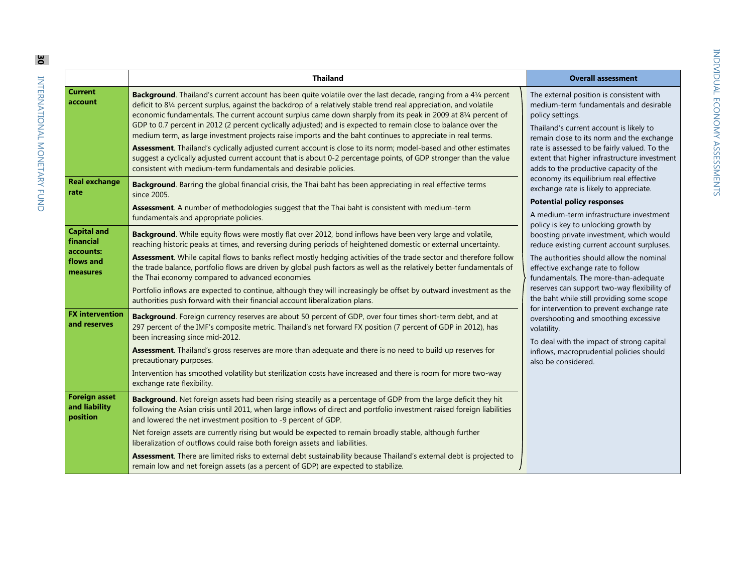| | Thailand | Overall assessment |
|---|---|---|
| **Current account** | **Background**. Thailand's current account has been quite volatile over the last decade, ranging from a 4¼ percent deficit to 8¾ percent surplus, against the backdrop of a relatively stable trend real appreciation, and volatile economic fundamentals. The current account surplus came down sharply from its peak in 2009 at 8¾ percent of GDP to 0.7 percent in 2012 (2 percent cyclically adjusted) and is expected to remain close to balance over the medium term, as large investment projects raise imports and the baht continues to appreciate in real terms. <br><br> **Assessment**. Thailand's cyclically adjusted current account is close to its norm; model-based and other estimates suggest a cyclically adjusted current account that is about 0-2 percentage points, of GDP stronger than the value consistent with medium-term fundamentals and desirable policies. | The external position is consistent with medium-term fundamentals and desirable policy settings. <br><br> Thailand's current account is likely to remain close to its norm and the exchange rate is assessed to be fairly valued. To the extent that higher infrastructure investment adds to the productive capacity of the economy its equilibrium real effective exchange rate is likely to appreciate. <br><br> **Potential policy responses** <br><br> A medium-term infrastructure investment policy is key to unlocking growth by boosting private investment, which would reduce existing current account surpluses. <br><br> The authorities should allow the nominal effective exchange rate to follow fundamentals. The more-than-adequate reserves can support two-way flexibility of the baht while still providing some scope for intervention to prevent exchange rate overshooting and smoothing excessive volatility. <br><br> To deal with the impact of strong capital inflows, macroprudential policies should also be considered. |
| **Real exchange rate** | **Background**. Barring the global financial crisis, the Thai baht has been appreciating in real effective terms since 2005. <br><br> **Assessment**. A number of methodologies suggest that the Thai baht is consistent with medium-term fundamentals and appropriate policies. | |
| **Capital and financial accounts: flows and measures** | **Background**. While equity flows were mostly flat over 2012, bond inflows have been very large and volatile, reaching historic peaks at times, and reversing during periods of heightened domestic or external uncertainty. <br><br> **Assessment**. While capital flows to banks reflect mostly hedging activities of the trade sector and therefore follow the trade balance, portfolio flows are driven by global push factors as well as the relatively better fundamentals of the Thai economy compared to advanced economies. <br><br> Portfolio inflows are expected to continue, although they will increasingly be offset by outward investment as the authorities push forward with their financial account liberalization plans. | |
| **FX intervention and reserves** | **Background**. Foreign currency reserves are about 50 percent of GDP, over four times short-term debt, and at 297 percent of the IMF's composite metric. Thailand's net forward FX position (7 percent of GDP in 2012), has been increasing since mid-2012. <br><br> **Assessment**. Thailand's gross reserves are more than adequate and there is no need to build up reserves for precautionary purposes. <br><br> Intervention has smoothed volatility but sterilization costs have increased and there is room for more two-way exchange rate flexibility. | |
| **Foreign asset and liability position** | **Background**. Net foreign assets had been rising steadily as a percentage of GDP from the large deficit they hit following the Asian crisis until 2011, when large inflows of direct and portfolio investment raised foreign liabilities and lowered the net investment position to -9 percent of GDP. <br><br> Net foreign assets are currently rising but would be expected to remain broadly stable, although further liberalization of outflows could raise both foreign assets and liabilities. <br><br> **Assessment**. There are limited risks to external debt sustainability because Thailand's external debt is projected to remain low and net foreign assets (as a percent of GDP) are expected to stabilize. | |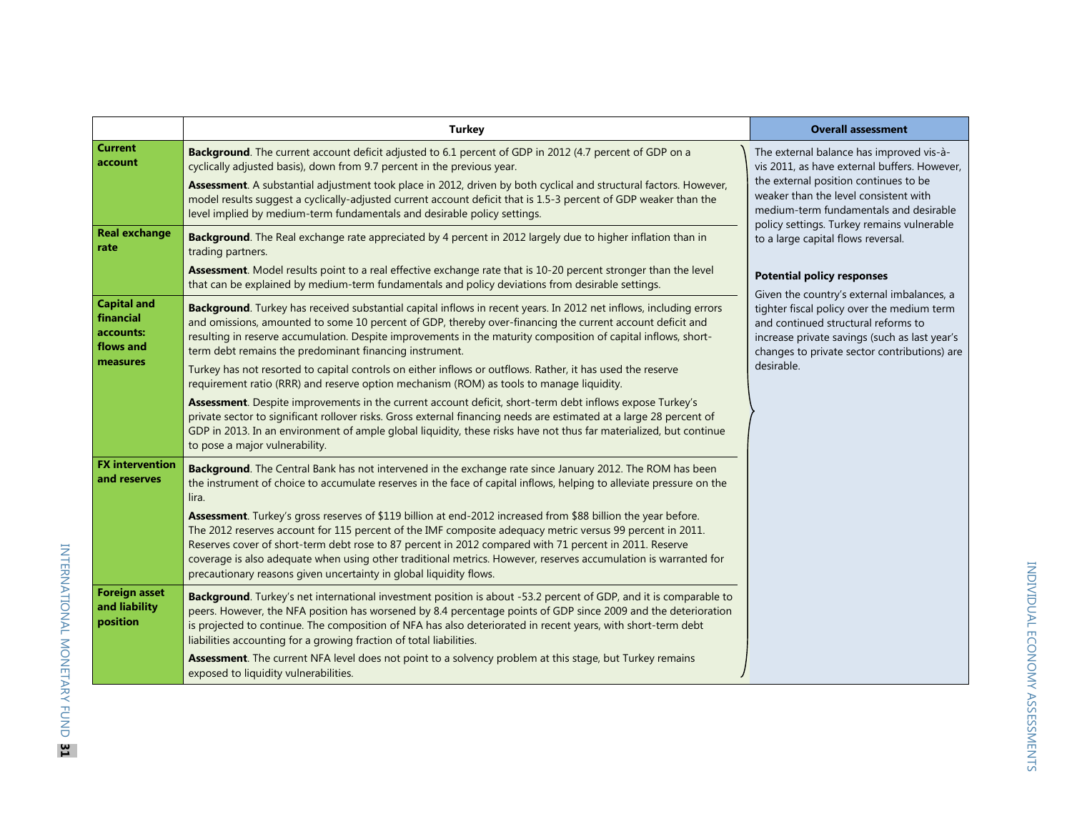| | Turkey | Overall assessment |
|---|---|---|
| **Current account** | **Background**. The current account deficit adjusted to 6.1 percent of GDP in 2012 (4.7 percent of GDP on a cyclically adjusted basis), down from 9.7 percent in the previous year.<br><br>**Assessment**. A substantial adjustment took place in 2012, driven by both cyclical and structural factors. However, model results suggest a cyclically-adjusted current account deficit that is 1.5-3 percent of GDP weaker than the level implied by medium-term fundamentals and desirable policy settings. | The external balance has improved vis-à-vis 2011, as have external buffers. However, the external position continues to be weaker than the level consistent with medium-term fundamentals and desirable policy settings. Turkey remains vulnerable to a large capital flows reversal.<br><br>**Potential policy responses**<br><br>Given the country's external imbalances, a tighter fiscal policy over the medium term and continued structural reforms to increase private savings (such as last year's changes to private sector contributions) are desirable. |
| **Real exchange rate** | **Background**. The Real exchange rate appreciated by 4 percent in 2012 largely due to higher inflation than in trading partners.<br><br>**Assessment**. Model results point to a real effective exchange rate that is 10-20 percent stronger than the level that can be explained by medium-term fundamentals and policy deviations from desirable settings. | |
| **Capital and financial accounts: flows and measures** | **Background**. Turkey has received substantial capital inflows in recent years. In 2012 net inflows, including errors and omissions, amounted to some 10 percent of GDP, thereby over-financing the current account deficit and resulting in reserve accumulation. Despite improvements in the maturity composition of capital inflows, short-term debt remains the predominant financing instrument.<br><br>Turkey has not resorted to capital controls on either inflows or outflows. Rather, it has used the reserve requirement ratio (RRR) and reserve option mechanism (ROM) as tools to manage liquidity.<br><br>**Assessment**. Despite improvements in the current account deficit, short-term debt inflows expose Turkey's private sector to significant rollover risks. Gross external financing needs are estimated at a large 28 percent of GDP in 2013. In an environment of ample global liquidity, these risks have not thus far materialized, but continue to pose a major vulnerability. | |
| **FX intervention and reserves** | **Background**. The Central Bank has not intervened in the exchange rate since January 2012. The ROM has been the instrument of choice to accumulate reserves in the face of capital inflows, helping to alleviate pressure on the lira.<br><br>**Assessment**. Turkey's gross reserves of $119 billion at end-2012 increased from $88 billion the year before. The 2012 reserves account for 115 percent of the IMF composite adequacy metric versus 99 percent in 2011. Reserves cover of short-term debt rose to 87 percent in 2012 compared with 71 percent in 2011. Reserve coverage is also adequate when using other traditional metrics. However, reserves accumulation is warranted for precautionary reasons given uncertainty in global liquidity flows. | |
| **Foreign asset and liability position** | **Background**. Turkey's net international investment position is about -53.2 percent of GDP, and it is comparable to peers. However, the NFA position has worsened by 8.4 percentage points of GDP since 2009 and the deterioration is projected to continue. The composition of NFA has also deteriorated in recent years, with short-term debt liabilities accounting for a growing fraction of total liabilities.<br><br>**Assessment**. The current NFA level does not point to a solvency problem at this stage, but Turkey remains exposed to liquidity vulnerabilities. | |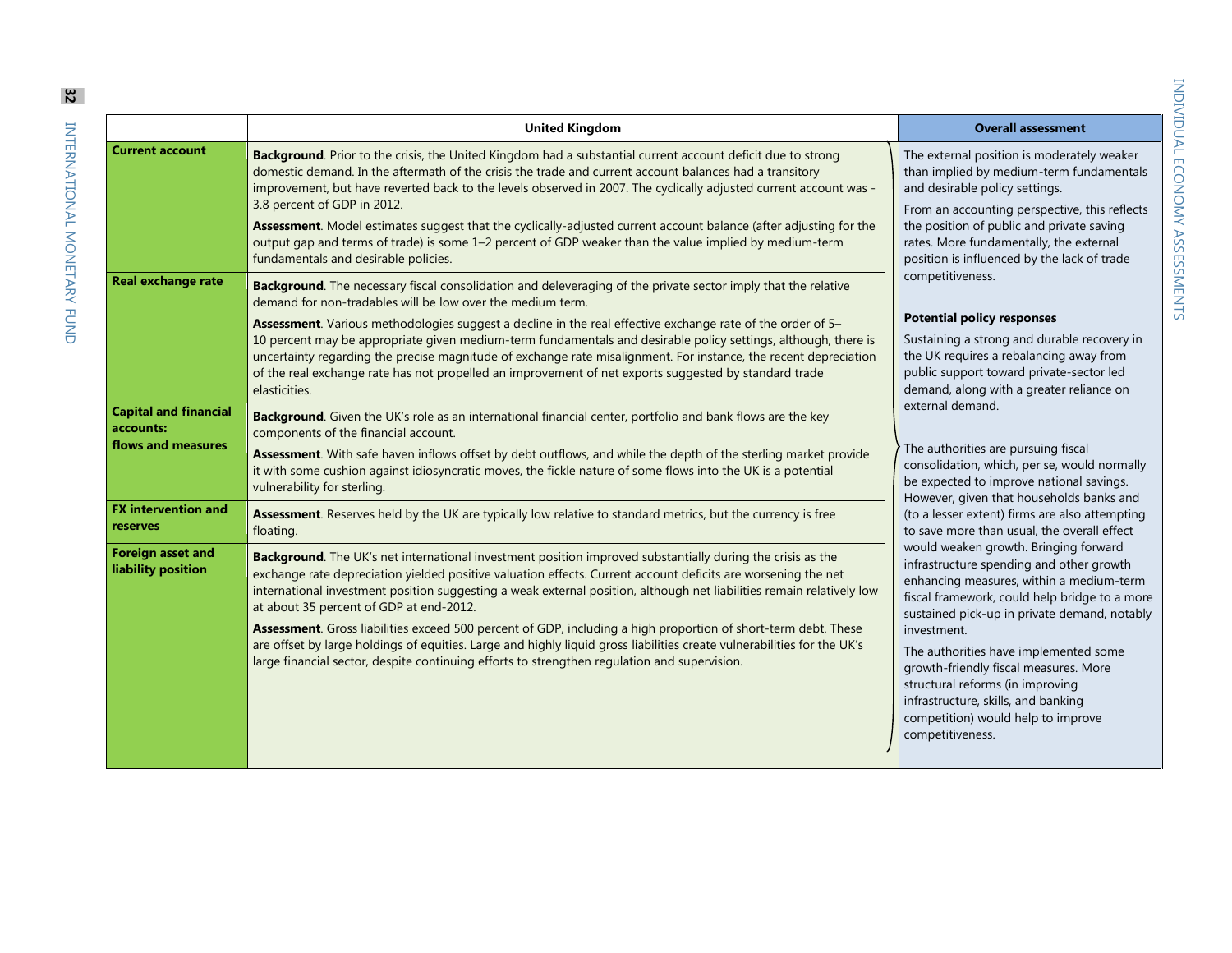| | United Kingdom | Overall assessment |
|---|---|---|
| **Current account** | **Background**. Prior to the crisis, the United Kingdom had a substantial current account deficit due to strong domestic demand. In the aftermath of the crisis the trade and current account balances had a transitory improvement, but have reverted back to the levels observed in 2007. The cyclically adjusted current account was -3.8 percent of GDP in 2012.<br><br>**Assessment**. Model estimates suggest that the cyclically-adjusted current account balance (after adjusting for the output gap and terms of trade) is some 1–2 percent of GDP weaker than the value implied by medium-term fundamentals and desirable policies. | The external position is moderately weaker than implied by medium-term fundamentals and desirable policy settings.<br><br>From an accounting perspective, this reflects the position of public and private saving rates. More fundamentally, the external position is influenced by the lack of trade competitiveness.<br><br>**Potential policy responses**<br><br>Sustaining a strong and durable recovery in the UK requires a rebalancing away from public support toward private-sector led demand, along with a greater reliance on external demand.<br><br>The authorities are pursuing fiscal consolidation, which, per se, would normally be expected to improve national savings. However, given that households banks and (to a lesser extent) firms are also attempting to save more than usual, the overall effect would weaken growth. Bringing forward infrastructure spending and other growth enhancing measures, within a medium-term fiscal framework, could help bridge to a more sustained pick-up in private demand, notably investment.<br><br>The authorities have implemented some growth-friendly fiscal measures. More structural reforms (in improving infrastructure, skills, and banking competition) would help to improve competitiveness. |
| **Real exchange rate** | **Background**. The necessary fiscal consolidation and deleveraging of the private sector imply that the relative demand for non-tradables will be low over the medium term.<br><br>**Assessment**. Various methodologies suggest a decline in the real effective exchange rate of the order of 5–10 percent may be appropriate given medium-term fundamentals and desirable policy settings, although, there is uncertainty regarding the precise magnitude of exchange rate misalignment. For instance, the recent depreciation of the real exchange rate has not propelled an improvement of net exports suggested by standard trade elasticities. | |
| **Capital and financial accounts: flows and measures** | **Background**. Given the UK's role as an international financial center, portfolio and bank flows are the key components of the financial account.<br><br>**Assessment**. With safe haven inflows offset by debt outflows, and while the depth of the sterling market provide it with some cushion against idiosyncratic moves, the fickle nature of some flows into the UK is a potential vulnerability for sterling. | |
| **FX intervention and reserves** | **Assessment**. Reserves held by the UK are typically low relative to standard metrics, but the currency is free floating. | |
| **Foreign asset and liability position** | **Background**. The UK's net international investment position improved substantially during the crisis as the exchange rate depreciation yielded positive valuation effects. Current account deficits are worsening the net international investment position suggesting a weak external position, although net liabilities remain relatively low at about 35 percent of GDP at end-2012.<br><br>**Assessment**. Gross liabilities exceed 500 percent of GDP, including a high proportion of short-term debt. These are offset by large holdings of equities. Large and highly liquid gross liabilities create vulnerabilities for the UK's large financial sector, despite continuing efforts to strengthen regulation and supervision. | |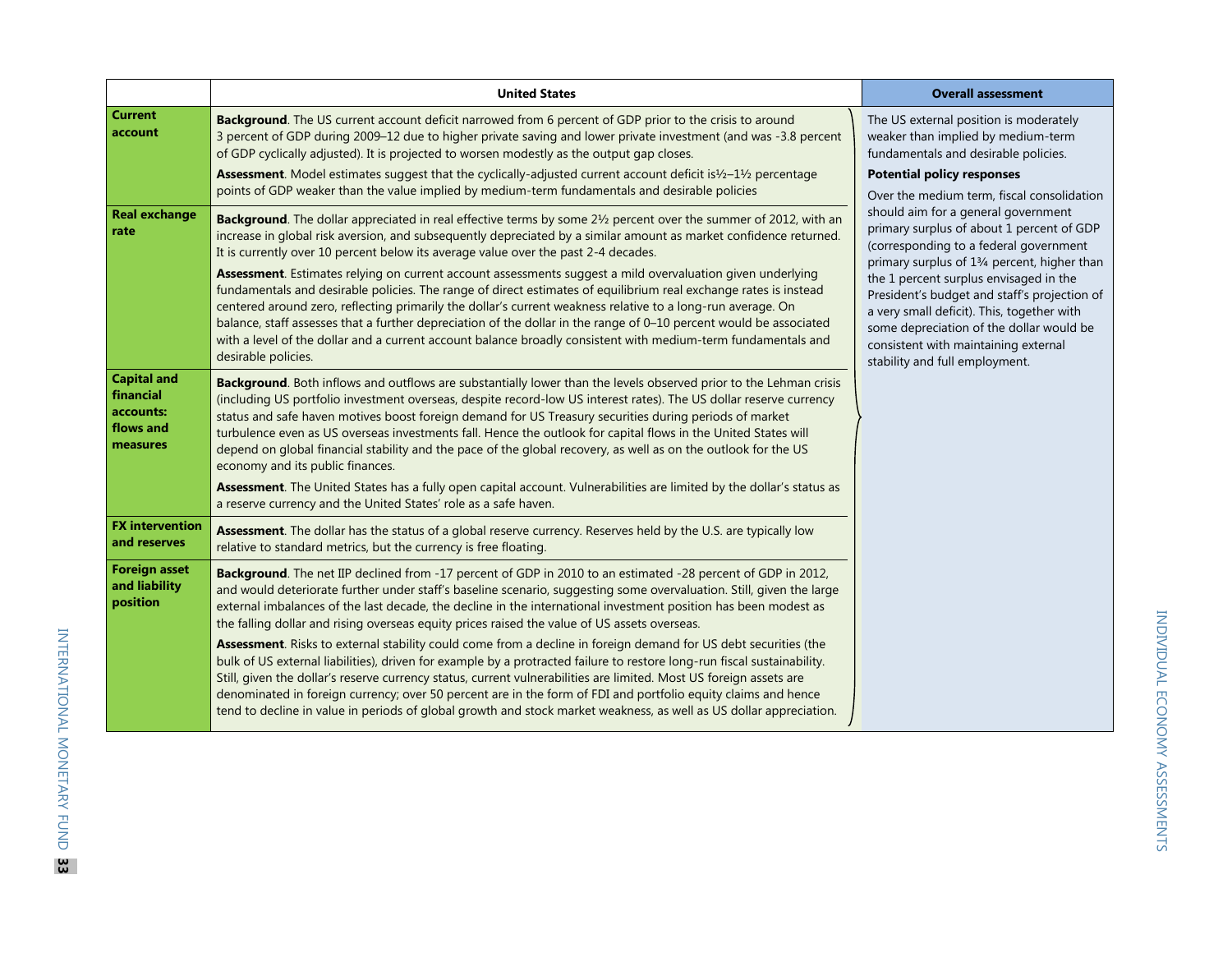| | United States | Overall assessment |
|---|---|---|
| **Current account** | **Background**. The US current account deficit narrowed from 6 percent of GDP prior to the crisis to around 3 percent of GDP during 2009–12 due to higher private saving and lower private investment (and was -3.8 percent of GDP cyclically adjusted). It is projected to worsen modestly as the output gap closes.<br><br>**Assessment**. Model estimates suggest that the cyclically-adjusted current account deficit is½–1½ percentage points of GDP weaker than the value implied by medium-term fundamentals and desirable policies | The US external position is moderately weaker than implied by medium-term fundamentals and desirable policies.<br><br>**Potential policy responses**<br><br>Over the medium term, fiscal consolidation should aim for a general government primary surplus of about 1 percent of GDP (corresponding to a federal government primary surplus of 1¾ percent, higher than the 1 percent surplus envisaged in the President's budget and staff's projection of a very small deficit). This, together with some depreciation of the dollar would be consistent with maintaining external stability and full employment. |
| **Real exchange rate** | **Background**. The dollar appreciated in real effective terms by some 2½ percent over the summer of 2012, with an increase in global risk aversion, and subsequently depreciated by a similar amount as market confidence returned. It is currently over 10 percent below its average value over the past 2-4 decades.<br><br>**Assessment**. Estimates relying on current account assessments suggest a mild overvaluation given underlying fundamentals and desirable policies. The range of direct estimates of equilibrium real exchange rates is instead centered around zero, reflecting primarily the dollar's current weakness relative to a long-run average. On balance, staff assesses that a further depreciation of the dollar in the range of 0–10 percent would be associated with a level of the dollar and a current account balance broadly consistent with medium-term fundamentals and desirable policies. | |
| **Capital and financial accounts: flows and measures** | **Background**. Both inflows and outflows are substantially lower than the levels observed prior to the Lehman crisis (including US portfolio investment overseas, despite record-low US interest rates). The US dollar reserve currency status and safe haven motives boost foreign demand for US Treasury securities during periods of market turbulence even as US overseas investments fall. Hence the outlook for capital flows in the United States will depend on global financial stability and the pace of the global recovery, as well as on the outlook for the US economy and its public finances.<br><br>**Assessment**. The United States has a fully open capital account. Vulnerabilities are limited by the dollar's status as a reserve currency and the United States' role as a safe haven. | |
| **FX intervention and reserves** | **Assessment**. The dollar has the status of a global reserve currency. Reserves held by the U.S. are typically low relative to standard metrics, but the currency is free floating. | |
| **Foreign asset and liability position** | **Background**. The net IIP declined from -17 percent of GDP in 2010 to an estimated -28 percent of GDP in 2012, and would deteriorate further under staff's baseline scenario, suggesting some overvaluation. Still, given the large external imbalances of the last decade, the decline in the international investment position has been modest as the falling dollar and rising overseas equity prices raised the value of US assets overseas.<br><br>**Assessment**. Risks to external stability could come from a decline in foreign demand for US debt securities (the bulk of US external liabilities), driven for example by a protracted failure to restore long-run fiscal sustainability. Still, given the dollar's reserve currency status, current vulnerabilities are limited. Most US foreign assets are denominated in foreign currency; over 50 percent are in the form of FDI and portfolio equity claims and hence tend to decline in value in periods of global growth and stock market weakness, as well as US dollar appreciation. | |